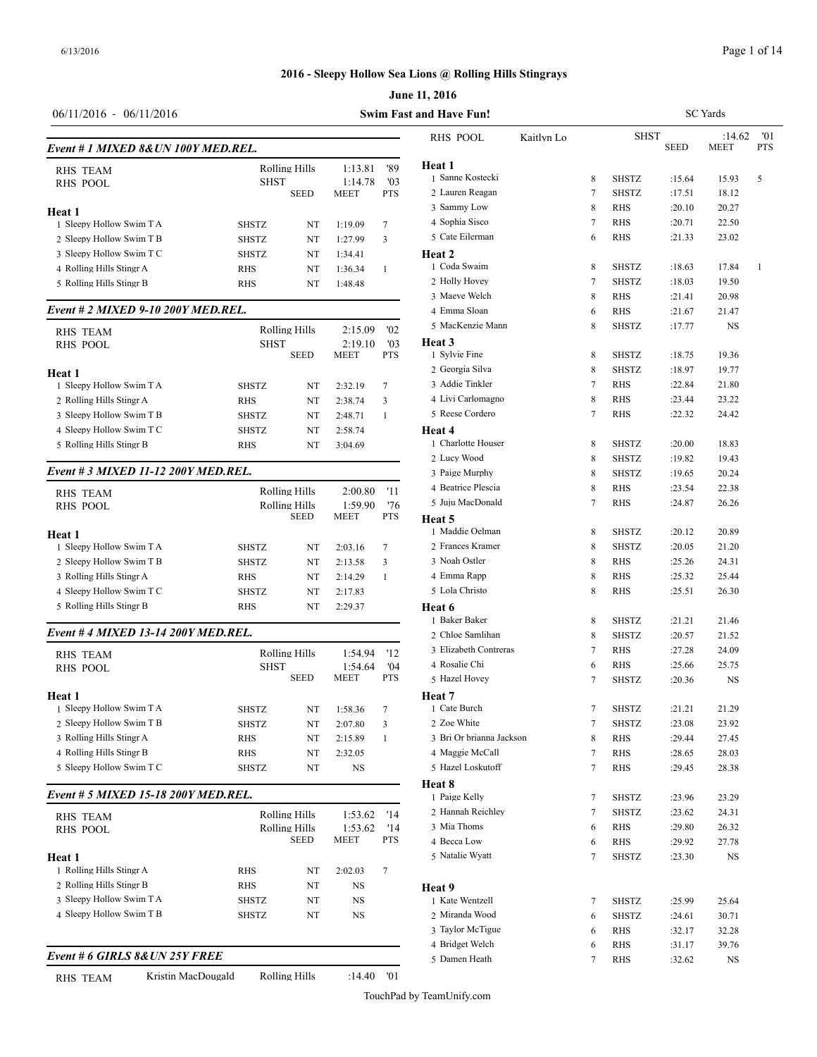## 2016 - Sleepy Hollow Sea Lions @ Rolling Hills Stingrays

**June 11, 2016**

06/11/2016 - 06/11/2016 **Swim Fast and Have Fun!** SC Yards

### Event # 1 MIXED 8&UN 100Y MED.REL.

| | | | | |
|---|---|---|---|---|
| RHS TEAM | Rolling Hills | | 1:13.81 | '89 |
| RHS POOL | SHST | | 1:14.78 | '03 |
| | | SEED | MEET | PTS |

**Heat 1**

| | Team | Seed | Meet | Pts |
|---|---|---|---|---|
| 1 Sleepy Hollow Swim T A | SHSTZ | NT | 1:19.09 | 7 |
| 2 Sleepy Hollow Swim T B | SHSTZ | NT | 1:27.99 | 3 |
| 3 Sleepy Hollow Swim T C | SHSTZ | NT | 1:34.41 | |
| 4 Rolling Hills Stingr A | RHS | NT | 1:36.34 | 1 |
| 5 Rolling Hills Stingr B | RHS | NT | 1:48.48 | |

### Event # 2 MIXED 9-10 200Y MED.REL.

| | | | | |
|---|---|---|---|---|
| RHS TEAM | Rolling Hills | | 2:15.09 | '02 |
| RHS POOL | SHST | | 2:19.10 | '03 |
| | | SEED | MEET | PTS |

**Heat 1**

| | Team | Seed | Meet | Pts |
|---|---|---|---|---|
| 1 Sleepy Hollow Swim T A | SHSTZ | NT | 2:32.19 | 7 |
| 2 Rolling Hills Stingr A | RHS | NT | 2:38.74 | 3 |
| 3 Sleepy Hollow Swim T B | SHSTZ | NT | 2:48.71 | 1 |
| 4 Sleepy Hollow Swim T C | SHSTZ | NT | 2:58.74 | |
| 5 Rolling Hills Stingr B | RHS | NT | 3:04.69 | |

### Event # 3 MIXED 11-12 200Y MED.REL.

| | | | | |
|---|---|---|---|---|
| RHS TEAM | Rolling Hills | | 2:00.80 | '11 |
| RHS POOL | Rolling Hills | | 1:59.90 | '76 |
| | | SEED | MEET | PTS |

**Heat 1**

| | Team | Seed | Meet | Pts |
|---|---|---|---|---|
| 1 Sleepy Hollow Swim T A | SHSTZ | NT | 2:03.16 | 7 |
| 2 Sleepy Hollow Swim T B | SHSTZ | NT | 2:13.58 | 3 |
| 3 Rolling Hills Stingr A | RHS | NT | 2:14.29 | 1 |
| 4 Sleepy Hollow Swim T C | SHSTZ | NT | 2:17.83 | |
| 5 Rolling Hills Stingr B | RHS | NT | 2:29.37 | |

### Event # 4 MIXED 13-14 200Y MED.REL.

| | | | | |
|---|---|---|---|---|
| RHS TEAM | Rolling Hills | | 1:54.94 | '12 |
| RHS POOL | SHST | | 1:54.64 | '04 |
| | | SEED | MEET | PTS |

**Heat 1**

| | Team | Seed | Meet | Pts |
|---|---|---|---|---|
| 1 Sleepy Hollow Swim T A | SHSTZ | NT | 1:58.36 | 7 |
| 2 Sleepy Hollow Swim T B | SHSTZ | NT | 2:07.80 | 3 |
| 3 Rolling Hills Stingr A | RHS | NT | 2:15.89 | 1 |
| 4 Rolling Hills Stingr B | RHS | NT | 2:32.05 | |
| 5 Sleepy Hollow Swim T C | SHSTZ | NT | NS | |

### Event # 5 MIXED 15-18 200Y MED.REL.

| | | | | |
|---|---|---|---|---|
| RHS TEAM | Rolling Hills | | 1:53.62 | '14 |
| RHS POOL | Rolling Hills | | 1:53.62 | '14 |
| | | SEED | MEET | PTS |

**Heat 1**

| | Team | Seed | Meet | Pts |
|---|---|---|---|---|
| 1 Rolling Hills Stingr A | RHS | NT | 2:02.03 | 7 |
| 2 Rolling Hills Stingr B | RHS | NT | NS | |
| 3 Sleepy Hollow Swim T A | SHSTZ | NT | NS | |
| 4 Sleepy Hollow Swim T B | SHSTZ | NT | NS | |

### Event # 6 GIRLS 8&UN 25Y FREE

| | | | | | |
|---|---|---|---|---|---|
| RHS TEAM | Kristin MacDougald | Rolling Hills | | :14.40 | '01 |
| RHS POOL | Kaitlyn Lo | SHST | | :14.62 | '01 |
| | | | SEED | MEET | PTS |

**Heat 1**

| | Age | Team | Seed | Meet | Pts |
|---|---|---|---|---|---|
| 1 Sanne Kostecki | 8 | SHSTZ | :15.64 | 15.93 | 5 |
| 2 Lauren Reagan | 7 | SHSTZ | :17.51 | 18.12 | |
| 3 Sammy Low | 8 | RHS | :20.10 | 20.27 | |
| 4 Sophia Sisco | 7 | RHS | :20.71 | 22.50 | |
| 5 Cate Eilerman | 6 | RHS | :21.33 | 23.02 | |

**Heat 2**

| | Age | Team | Seed | Meet | Pts |
|---|---|---|---|---|---|
| 1 Coda Swaim | 8 | SHSTZ | :18.63 | 17.84 | 1 |
| 2 Holly Hovey | 7 | SHSTZ | :18.03 | 19.50 | |
| 3 Maeve Welch | 8 | RHS | :21.41 | 20.98 | |
| 4 Emma Sloan | 6 | RHS | :21.67 | 21.47 | |
| 5 MacKenzie Mann | 8 | SHSTZ | :17.77 | NS | |

**Heat 3**

| | Age | Team | Seed | Meet | Pts |
|---|---|---|---|---|---|
| 1 Sylvie Fine | 8 | SHSTZ | :18.75 | 19.36 | |
| 2 Georgia Silva | 8 | SHSTZ | :18.97 | 19.77 | |
| 3 Addie Tinkler | 7 | RHS | :22.84 | 21.80 | |
| 4 Livi Carlomagno | 8 | RHS | :23.44 | 23.22 | |
| 5 Reese Cordero | 7 | RHS | :22.32 | 24.42 | |

**Heat 4**

| | Age | Team | Seed | Meet | Pts |
|---|---|---|---|---|---|
| 1 Charlotte Houser | 8 | SHSTZ | :20.00 | 18.83 | |
| 2 Lucy Wood | 8 | SHSTZ | :19.82 | 19.43 | |
| 3 Paige Murphy | 8 | SHSTZ | :19.65 | 20.24 | |
| 4 Beatrice Plescia | 8 | RHS | :23.54 | 22.38 | |
| 5 Juju MacDonald | 7 | RHS | :24.87 | 26.26 | |

**Heat 5**

| | Age | Team | Seed | Meet | Pts |
|---|---|---|---|---|---|
| 1 Maddie Oelman | 8 | SHSTZ | :20.12 | 20.89 | |
| 2 Frances Kramer | 8 | SHSTZ | :20.05 | 21.20 | |
| 3 Noah Ostler | 8 | RHS | :25.26 | 24.31 | |
| 4 Emma Rapp | 8 | RHS | :25.32 | 25.44 | |
| 5 Lola Christo | 8 | RHS | :25.51 | 26.30 | |

**Heat 6**

| | Age | Team | Seed | Meet | Pts |
|---|---|---|---|---|---|
| 1 Baker Baker | 8 | SHSTZ | :21.21 | 21.46 | |
| 2 Chloe Samlihan | 8 | SHSTZ | :20.57 | 21.52 | |
| 3 Elizabeth Contreras | 7 | RHS | :27.28 | 24.09 | |
| 4 Rosalie Chi | 6 | RHS | :25.66 | 25.75 | |
| 5 Hazel Hovey | 7 | SHSTZ | :20.36 | NS | |

**Heat 7**

| | Age | Team | Seed | Meet | Pts |
|---|---|---|---|---|---|
| 1 Cate Burch | 7 | SHSTZ | :21.21 | 21.29 | |
| 2 Zoe White | 7 | SHSTZ | :23.08 | 23.92 | |
| 3 Bri Or brianna Jackson | 8 | RHS | :29.44 | 27.45 | |
| 4 Maggie McCall | 7 | RHS | :28.65 | 28.03 | |
| 5 Hazel Loskutoff | 7 | RHS | :29.45 | 28.38 | |

**Heat 8**

| | Age | Team | Seed | Meet | Pts |
|---|---|---|---|---|---|
| 1 Paige Kelly | 7 | SHSTZ | :23.96 | 23.29 | |
| 2 Hannah Reichley | 7 | SHSTZ | :23.62 | 24.31 | |
| 3 Mia Thoms | 6 | RHS | :29.80 | 26.32 | |
| 4 Becca Low | 6 | RHS | :29.92 | 27.78 | |
| 5 Natalie Wyatt | 7 | SHSTZ | :23.30 | NS | |

**Heat 9**

| | Age | Team | Seed | Meet | Pts |
|---|---|---|---|---|---|
| 1 Kate Wentzell | 7 | SHSTZ | :25.99 | 25.64 | |
| 2 Miranda Wood | 6 | SHSTZ | :24.61 | 30.71 | |
| 3 Taylor McTigue | 6 | RHS | :32.17 | 32.28 | |
| 4 Bridget Welch | 6 | RHS | :31.17 | 39.76 | |
| 5 Damen Heath | 7 | RHS | :32.62 | NS | |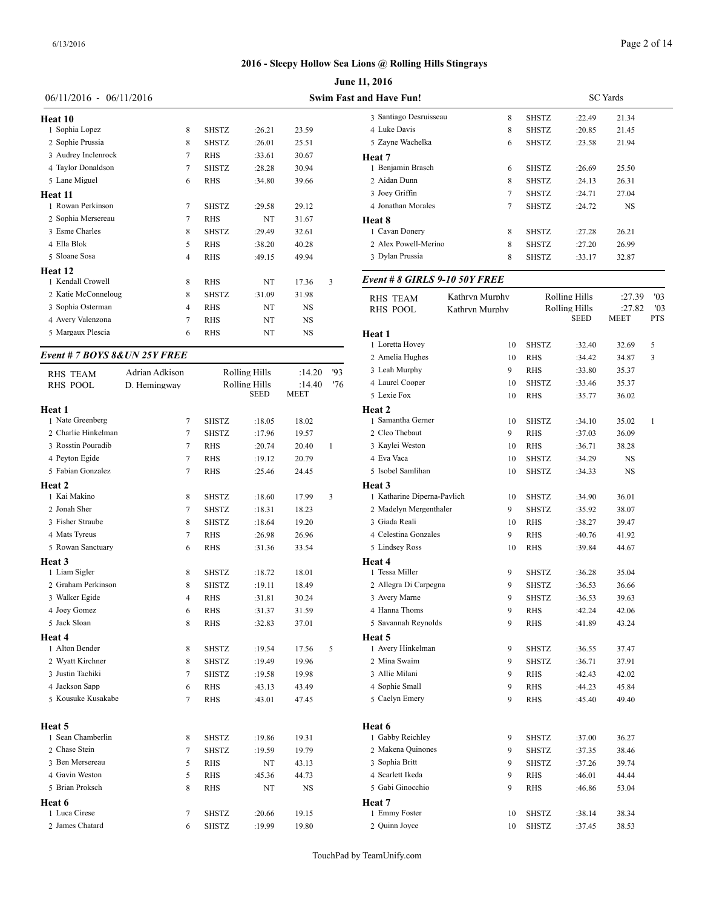**2016 - Sleepy Hollow Sea Lions @ Rolling Hills Stingrays**

**June 11, 2016**

06/11/2016 - 06/11/2016 **Swim Fast and Have Fun!** SC Yards

**Heat 10**

| | Name | Age | Team | Seed | Time | Pts |
|---|---|---|---|---|---|---|
| 1 | Sophia Lopez | 8 | SHSTZ | :26.21 | 23.59 | |
| 2 | Sophie Prussia | 8 | SHSTZ | :26.01 | 25.51 | |
| 3 | Audrey Inclenrock | 7 | RHS | :33.61 | 30.67 | |
| 4 | Taylor Donaldson | 7 | SHSTZ | :28.28 | 30.94 | |
| 5 | Lane Miguel | 6 | RHS | :34.80 | 39.66 | |

**Heat 11**

| | Name | Age | Team | Seed | Time | Pts |
|---|---|---|---|---|---|---|
| 1 | Rowan Perkinson | 7 | SHSTZ | :29.58 | 29.12 | |
| 2 | Sophia Mersereau | 7 | RHS | NT | 31.67 | |
| 3 | Esme Charles | 8 | SHSTZ | :29.49 | 32.61 | |
| 4 | Ella Blok | 5 | RHS | :38.20 | 40.28 | |
| 5 | Sloane Sosa | 4 | RHS | :49.15 | 49.94 | |

**Heat 12**

| | Name | Age | Team | Seed | Time | Pts |
|---|---|---|---|---|---|---|
| 1 | Kendall Crowell | 8 | RHS | NT | 17.36 | 3 |
| 2 | Katie McConneloug | 8 | SHSTZ | :31.09 | 31.98 | |
| 3 | Sophia Osterman | 4 | RHS | NT | NS | |
| 4 | Avery Valenzona | 7 | RHS | NT | NS | |
| 5 | Margaux Plescia | 6 | RHS | NT | NS | |

### *Event # 7 BOYS 8&UN 25Y FREE*

| | | | | |
|---|---|---|---|---|
| RHS TEAM | Adrian Adkison | Rolling Hills | :14.20 | '93 |
| RHS POOL | D. Hemingway | Rolling Hills | :14.40 | '76 |
| | | SEED | MEET | |

**Heat 1**

| | Name | Age | Team | Seed | Time | Pts |
|---|---|---|---|---|---|---|
| 1 | Nate Greenberg | 7 | SHSTZ | :18.05 | 18.02 | |
| 2 | Charlie Hinkelman | 7 | SHSTZ | :17.96 | 19.57 | |
| 3 | Rosstin Pouradib | 7 | RHS | :20.74 | 20.40 | 1 |
| 4 | Peyton Egide | 7 | RHS | :19.12 | 20.79 | |
| 5 | Fabian Gonzalez | 7 | RHS | :25.46 | 24.45 | |

**Heat 2**

| | Name | Age | Team | Seed | Time | Pts |
|---|---|---|---|---|---|---|
| 1 | Kai Makino | 8 | SHSTZ | :18.60 | 17.99 | 3 |
| 2 | Jonah Sher | 7 | SHSTZ | :18.31 | 18.23 | |
| 3 | Fisher Straube | 8 | SHSTZ | :18.64 | 19.20 | |
| 4 | Mats Tyreus | 7 | RHS | :26.98 | 26.96 | |
| 5 | Rowan Sanctuary | 6 | RHS | :31.36 | 33.54 | |

**Heat 3**

| | Name | Age | Team | Seed | Time | Pts |
|---|---|---|---|---|---|---|
| 1 | Liam Sigler | 8 | SHSTZ | :18.72 | 18.01 | |
| 2 | Graham Perkinson | 8 | SHSTZ | :19.11 | 18.49 | |
| 3 | Walker Egide | 4 | RHS | :31.81 | 30.24 | |
| 4 | Joey Gomez | 6 | RHS | :31.37 | 31.59 | |
| 5 | Jack Sloan | 8 | RHS | :32.83 | 37.01 | |

**Heat 4**

| | Name | Age | Team | Seed | Time | Pts |
|---|---|---|---|---|---|---|
| 1 | Alton Bender | 8 | SHSTZ | :19.54 | 17.56 | 5 |
| 2 | Wyatt Kirchner | 8 | SHSTZ | :19.49 | 19.96 | |
| 3 | Justin Tachiki | 7 | SHSTZ | :19.58 | 19.98 | |
| 4 | Jackson Sapp | 6 | RHS | :43.13 | 43.49 | |
| 5 | Kousuke Kusakabe | 7 | RHS | :43.01 | 47.45 | |

**Heat 5**

| | Name | Age | Team | Seed | Time | Pts |
|---|---|---|---|---|---|---|
| 1 | Sean Chamberlin | 8 | SHSTZ | :19.86 | 19.31 | |
| 2 | Chase Stein | 7 | SHSTZ | :19.59 | 19.79 | |
| 3 | Ben Mersereau | 5 | RHS | NT | 43.13 | |
| 4 | Gavin Weston | 5 | RHS | :45.36 | 44.73 | |
| 5 | Brian Proksch | 8 | RHS | NT | NS | |

**Heat 6**

| | Name | Age | Team | Seed | Time | Pts |
|---|---|---|---|---|---|---|
| 1 | Luca Cirese | 7 | SHSTZ | :20.66 | 19.15 | |
| 2 | James Chatard | 6 | SHSTZ | :19.99 | 19.80 | |
| 3 | Santiago Desruisseau | 8 | SHSTZ | :22.49 | 21.34 | |
| 4 | Luke Davis | 8 | SHSTZ | :20.85 | 21.45 | |
| 5 | Zayne Wachelka | 6 | SHSTZ | :23.58 | 21.94 | |

**Heat 7**

| | Name | Age | Team | Seed | Time | Pts |
|---|---|---|---|---|---|---|
| 1 | Benjamin Brasch | 6 | SHSTZ | :26.69 | 25.50 | |
| 2 | Aidan Dunn | 8 | SHSTZ | :24.13 | 26.31 | |
| 3 | Joey Griffin | 7 | SHSTZ | :24.71 | 27.04 | |
| 4 | Jonathan Morales | 7 | SHSTZ | :24.72 | NS | |

**Heat 8**

| | Name | Age | Team | Seed | Time | Pts |
|---|---|---|---|---|---|---|
| 1 | Cavan Donery | 8 | SHSTZ | :27.28 | 26.21 | |
| 2 | Alex Powell-Merino | 8 | SHSTZ | :27.20 | 26.99 | |
| 3 | Dylan Prussia | 8 | SHSTZ | :33.17 | 32.87 | |

### *Event # 8 GIRLS 9-10 50Y FREE*

| | | | | |
|---|---|---|---|---|
| RHS TEAM | Kathryn Murphy | Rolling Hills | :27.39 | '03 |
| RHS POOL | Kathryn Murphy | Rolling Hills | :27.82 | '03 |
| | | SEED | MEET | PTS |

**Heat 1**

| | Name | Age | Team | Seed | Time | Pts |
|---|---|---|---|---|---|---|
| 1 | Loretta Hovey | 10 | SHSTZ | :32.40 | 32.69 | 5 |
| 2 | Amelia Hughes | 10 | RHS | :34.42 | 34.87 | 3 |
| 3 | Leah Murphy | 9 | RHS | :33.80 | 35.37 | |
| 4 | Laurel Cooper | 10 | SHSTZ | :33.46 | 35.37 | |
| 5 | Lexie Fox | 10 | RHS | :35.77 | 36.02 | |

**Heat 2**

| | Name | Age | Team | Seed | Time | Pts |
|---|---|---|---|---|---|---|
| 1 | Samantha Gerner | 10 | SHSTZ | :34.10 | 35.02 | 1 |
| 2 | Cleo Thebaut | 9 | RHS | :37.03 | 36.09 | |
| 3 | Kaylei Weston | 10 | RHS | :36.71 | 38.28 | |
| 4 | Eva Vaca | 10 | SHSTZ | :34.29 | NS | |
| 5 | Isobel Samlihan | 10 | SHSTZ | :34.33 | NS | |

**Heat 3**

| | Name | Age | Team | Seed | Time | Pts |
|---|---|---|---|---|---|---|
| 1 | Katharine Diperna-Pavlich | 10 | SHSTZ | :34.90 | 36.01 | |
| 2 | Madelyn Mergenthaler | 9 | SHSTZ | :35.92 | 38.07 | |
| 3 | Giada Reali | 10 | RHS | :38.27 | 39.47 | |
| 4 | Celestina Gonzales | 9 | RHS | :40.76 | 41.92 | |
| 5 | Lindsey Ross | 10 | RHS | :39.84 | 44.67 | |

**Heat 4**

| | Name | Age | Team | Seed | Time | Pts |
|---|---|---|---|---|---|---|
| 1 | Tessa Miller | 9 | SHSTZ | :36.28 | 35.04 | |
| 2 | Allegra Di Carpegna | 9 | SHSTZ | :36.53 | 36.66 | |
| 3 | Avery Marne | 9 | SHSTZ | :36.53 | 39.63 | |
| 4 | Hanna Thoms | 9 | RHS | :42.24 | 42.06 | |
| 5 | Savannah Reynolds | 9 | RHS | :41.89 | 43.24 | |

**Heat 5**

| | Name | Age | Team | Seed | Time | Pts |
|---|---|---|---|---|---|---|
| 1 | Avery Hinkelman | 9 | SHSTZ | :36.55 | 37.47 | |
| 2 | Mina Swaim | 9 | SHSTZ | :36.71 | 37.91 | |
| 3 | Allie Milani | 9 | RHS | :42.43 | 42.02 | |
| 4 | Sophie Small | 9 | RHS | :44.23 | 45.84 | |
| 5 | Caelyn Emery | 9 | RHS | :45.40 | 49.40 | |

**Heat 6**

| | Name | Age | Team | Seed | Time | Pts |
|---|---|---|---|---|---|---|
| 1 | Gabby Reichley | 9 | SHSTZ | :37.00 | 36.27 | |
| 2 | Makena Quinones | 9 | SHSTZ | :37.35 | 38.46 | |
| 3 | Sophia Britt | 9 | SHSTZ | :37.26 | 39.74 | |
| 4 | Scarlett Ikeda | 9 | RHS | :46.01 | 44.44 | |
| 5 | Gabi Ginocchio | 9 | RHS | :46.86 | 53.04 | |

**Heat 7**

| | Name | Age | Team | Seed | Time | Pts |
|---|---|---|---|---|---|---|
| 1 | Emmy Foster | 10 | SHSTZ | :38.14 | 38.34 | |
| 2 | Quinn Joyce | 10 | SHSTZ | :37.45 | 38.53 | |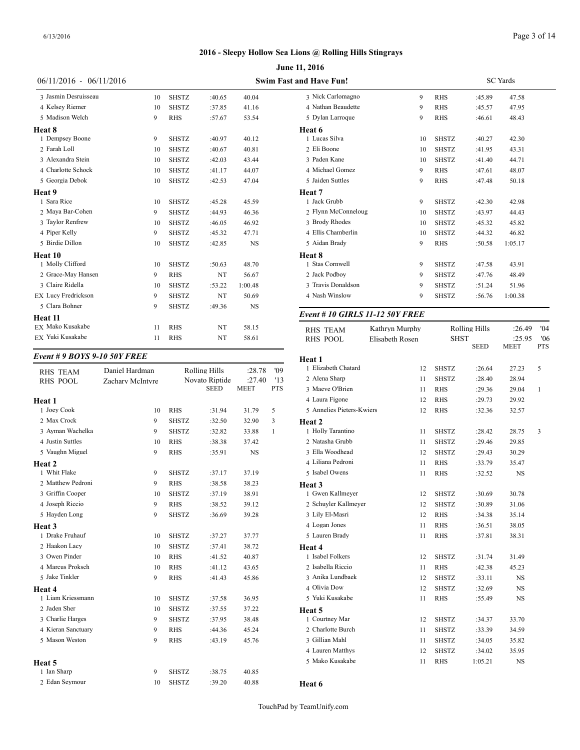# 2016 - Sleepy Hollow Sea Lions @ Rolling Hills Stingrays

**June 11, 2016**

06/11/2016 - 06/11/2016 **Swim Fast and Have Fun!** SC Yards

| | Name | Age | Team | Seed | Meet | Pts |
|---|---|---|---|---|---|---|
| 3 | Jasmin Desruisseau | 10 | SHSTZ | :40.65 | 40.04 | |
| 4 | Kelsey Riemer | 10 | SHSTZ | :37.85 | 41.16 | |
| 5 | Madison Welch | 9 | RHS | :57.67 | 53.54 | |

**Heat 8**

| | Name | Age | Team | Seed | Meet | Pts |
|---|---|---|---|---|---|---|
| 1 | Dempsey Boone | 9 | SHSTZ | :40.97 | 40.12 | |
| 2 | Farah Loll | 10 | SHSTZ | :40.67 | 40.81 | |
| 3 | Alexandra Stein | 10 | SHSTZ | :42.03 | 43.44 | |
| 4 | Charlotte Schock | 10 | SHSTZ | :41.17 | 44.07 | |
| 5 | Georgia Debok | 10 | SHSTZ | :42.53 | 47.04 | |

**Heat 9**

| | Name | Age | Team | Seed | Meet | Pts |
|---|---|---|---|---|---|---|
| 1 | Sara Rice | 10 | SHSTZ | :45.28 | 45.59 | |
| 2 | Maya Bar-Cohen | 9 | SHSTZ | :44.93 | 46.36 | |
| 3 | Taylor Renfrew | 10 | SHSTZ | :46.05 | 46.92 | |
| 4 | Piper Kelly | 9 | SHSTZ | :45.32 | 47.71 | |
| 5 | Birdie Dillon | 10 | SHSTZ | :42.85 | NS | |

**Heat 10**

| | Name | Age | Team | Seed | Meet | Pts |
|---|---|---|---|---|---|---|
| 1 | Molly Clifford | 10 | SHSTZ | :50.63 | 48.70 | |
| 2 | Grace-May Hansen | 9 | RHS | NT | 56.67 | |
| 3 | Claire Ridella | 10 | SHSTZ | :53.22 | 1:00.48 | |
| EX | Lucy Fredrickson | 9 | SHSTZ | NT | 50.69 | |
| 5 | Clara Bohner | 9 | SHSTZ | :49.36 | NS | |

**Heat 11**

| | Name | Age | Team | Seed | Meet | Pts |
|---|---|---|---|---|---|---|
| EX | Mako Kusakabe | 11 | RHS | NT | 58.15 | |
| EX | Yuki Kusakabe | 11 | RHS | NT | 58.61 | |

### *Event # 9 BOYS 9-10 50Y FREE*

| | | | | |
|---|---|---|---|---|
| RHS TEAM | Daniel Hardman | Rolling Hills | :28.78 | '09 |
| RHS POOL | Zachary McIntyre | Novato Riptide | :27.40 | '13 |

**Heat 1**

| | Name | Age | Team | Seed | Meet | Pts |
|---|---|---|---|---|---|---|
| 1 | Joey Cook | 10 | RHS | :31.94 | 31.79 | 5 |
| 2 | Max Crock | 9 | SHSTZ | :32.50 | 32.90 | 3 |
| 3 | Ayman Wachelka | 9 | SHSTZ | :32.82 | 33.88 | 1 |
| 4 | Justin Suttles | 10 | RHS | :38.38 | 37.42 | |
| 5 | Vaughn Miguel | 9 | RHS | :35.91 | NS | |

**Heat 2**

| | Name | Age | Team | Seed | Meet | Pts |
|---|---|---|---|---|---|---|
| 1 | Whit Flake | 9 | SHSTZ | :37.17 | 37.19 | |
| 2 | Matthew Pedroni | 9 | RHS | :38.58 | 38.23 | |
| 3 | Griffin Cooper | 10 | SHSTZ | :37.19 | 38.91 | |
| 4 | Joseph Riccio | 9 | RHS | :38.52 | 39.12 | |
| 5 | Hayden Long | 9 | SHSTZ | :36.69 | 39.28 | |

**Heat 3**

| | Name | Age | Team | Seed | Meet | Pts |
|---|---|---|---|---|---|---|
| 1 | Drake Fruhauf | 10 | SHSTZ | :37.27 | 37.77 | |
| 2 | Haakon Lacy | 10 | SHSTZ | :37.41 | 38.72 | |
| 3 | Owen Pinder | 10 | RHS | :41.52 | 40.87 | |
| 4 | Marcus Proksch | 10 | RHS | :41.12 | 43.65 | |
| 5 | Jake Tinkler | 9 | RHS | :41.43 | 45.86 | |

**Heat 4**

| | Name | Age | Team | Seed | Meet | Pts |
|---|---|---|---|---|---|---|
| 1 | Liam Kriessmann | 10 | SHSTZ | :37.58 | 36.95 | |
| 2 | Jaden Sher | 10 | SHSTZ | :37.55 | 37.22 | |
| 3 | Charlie Harges | 9 | SHSTZ | :37.95 | 38.48 | |
| 4 | Kieran Sanctuary | 9 | RHS | :44.36 | 45.24 | |
| 5 | Mason Weston | 9 | RHS | :43.19 | 45.76 | |

**Heat 5**

| | Name | Age | Team | Seed | Meet | Pts |
|---|---|---|---|---|---|---|
| 1 | Ian Sharp | 9 | SHSTZ | :38.75 | 40.85 | |
| 2 | Edan Seymour | 10 | SHSTZ | :39.20 | 40.88 | |
| 3 | Nick Carlomagno | 9 | RHS | :45.89 | 47.58 | |
| 4 | Nathan Beaudette | 9 | RHS | :45.57 | 47.95 | |
| 5 | Dylan Larroque | 9 | RHS | :46.61 | 48.43 | |

**Heat 6**

| | Name | Age | Team | Seed | Meet | Pts |
|---|---|---|---|---|---|---|
| 1 | Lucas Silva | 10 | SHSTZ | :40.27 | 42.30 | |
| 2 | Eli Boone | 10 | SHSTZ | :41.95 | 43.31 | |
| 3 | Paden Kane | 10 | SHSTZ | :41.40 | 44.71 | |
| 4 | Michael Gomez | 9 | RHS | :47.61 | 48.07 | |
| 5 | Jaiden Suttles | 9 | RHS | :47.48 | 50.18 | |

**Heat 7**

| | Name | Age | Team | Seed | Meet | Pts |
|---|---|---|---|---|---|---|
| 1 | Jack Grubb | 9 | SHSTZ | :42.30 | 42.98 | |
| 2 | Flynn McConneloug | 10 | SHSTZ | :43.97 | 44.43 | |
| 3 | Brody Rhodes | 10 | SHSTZ | :45.32 | 45.82 | |
| 4 | Ellis Chamberlin | 10 | SHSTZ | :44.32 | 46.82 | |
| 5 | Aidan Brady | 9 | RHS | :50.58 | 1:05.17 | |

**Heat 8**

| | Name | Age | Team | Seed | Meet | Pts |
|---|---|---|---|---|---|---|
| 1 | Stas Cornwell | 9 | SHSTZ | :47.58 | 43.91 | |
| 2 | Jack Podboy | 9 | SHSTZ | :47.76 | 48.49 | |
| 3 | Travis Donaldson | 9 | SHSTZ | :51.24 | 51.96 | |
| 4 | Nash Winslow | 9 | SHSTZ | :56.76 | 1:00.38 | |

### *Event # 10 GIRLS 11-12 50Y FREE*

| | | | | |
|---|---|---|---|---|
| RHS TEAM | Kathryn Murphy | Rolling Hills | :26.49 | '04 |
| RHS POOL | Elisabeth Rosen | SHST | :25.95 | '06 |

**Heat 1**

| | Name | Age | Team | Seed | Meet | Pts |
|---|---|---|---|---|---|---|
| 1 | Elizabeth Chatard | 12 | SHSTZ | :26.64 | 27.23 | 5 |
| 2 | Alena Sharp | 11 | SHSTZ | :28.40 | 28.94 | |
| 3 | Maeve O'Brien | 11 | RHS | :29.36 | 29.04 | 1 |
| 4 | Laura Figone | 12 | RHS | :29.73 | 29.92 | |
| 5 | Annelies Pieters-Kwiers | 12 | RHS | :32.36 | 32.57 | |

**Heat 2**

| | Name | Age | Team | Seed | Meet | Pts |
|---|---|---|---|---|---|---|
| 1 | Holly Tarantino | 11 | SHSTZ | :28.42 | 28.75 | 3 |
| 2 | Natasha Grubb | 11 | SHSTZ | :29.46 | 29.85 | |
| 3 | Ella Woodhead | 12 | SHSTZ | :29.43 | 30.29 | |
| 4 | Liliana Pedroni | 11 | RHS | :33.79 | 35.47 | |
| 5 | Isabel Owens | 11 | RHS | :32.52 | NS | |

**Heat 3**

| | Name | Age | Team | Seed | Meet | Pts |
|---|---|---|---|---|---|---|
| 1 | Gwen Kallmeyer | 12 | SHSTZ | :30.69 | 30.78 | |
| 2 | Schuyler Kallmeyer | 12 | SHSTZ | :30.89 | 31.06 | |
| 3 | Lily El-Masri | 12 | RHS | :34.38 | 35.14 | |
| 4 | Logan Jones | 11 | RHS | :36.51 | 38.05 | |
| 5 | Lauren Brady | 11 | RHS | :37.81 | 38.31 | |

**Heat 4**

| | Name | Age | Team | Seed | Meet | Pts |
|---|---|---|---|---|---|---|
| 1 | Isabel Folkers | 12 | SHSTZ | :31.74 | 31.49 | |
| 2 | Isabella Riccio | 11 | RHS | :42.38 | 45.23 | |
| 3 | Anika Lundbaek | 12 | SHSTZ | :33.11 | NS | |
| 4 | Olivia Dow | 12 | SHSTZ | :32.69 | NS | |
| 5 | Yuki Kusakabe | 11 | RHS | :55.49 | NS | |

**Heat 5**

| | Name | Age | Team | Seed | Meet | Pts |
|---|---|---|---|---|---|---|
| 1 | Courtney Mar | 12 | SHSTZ | :34.37 | 33.70 | |
| 2 | Charlotte Burch | 11 | SHSTZ | :33.39 | 34.59 | |
| 3 | Gillian Mahl | 11 | SHSTZ | :34.05 | 35.82 | |
| 4 | Lauren Matthys | 12 | SHSTZ | :34.02 | 35.95 | |
| 5 | Mako Kusakabe | 11 | RHS | 1:05.21 | NS | |

**Heat 6**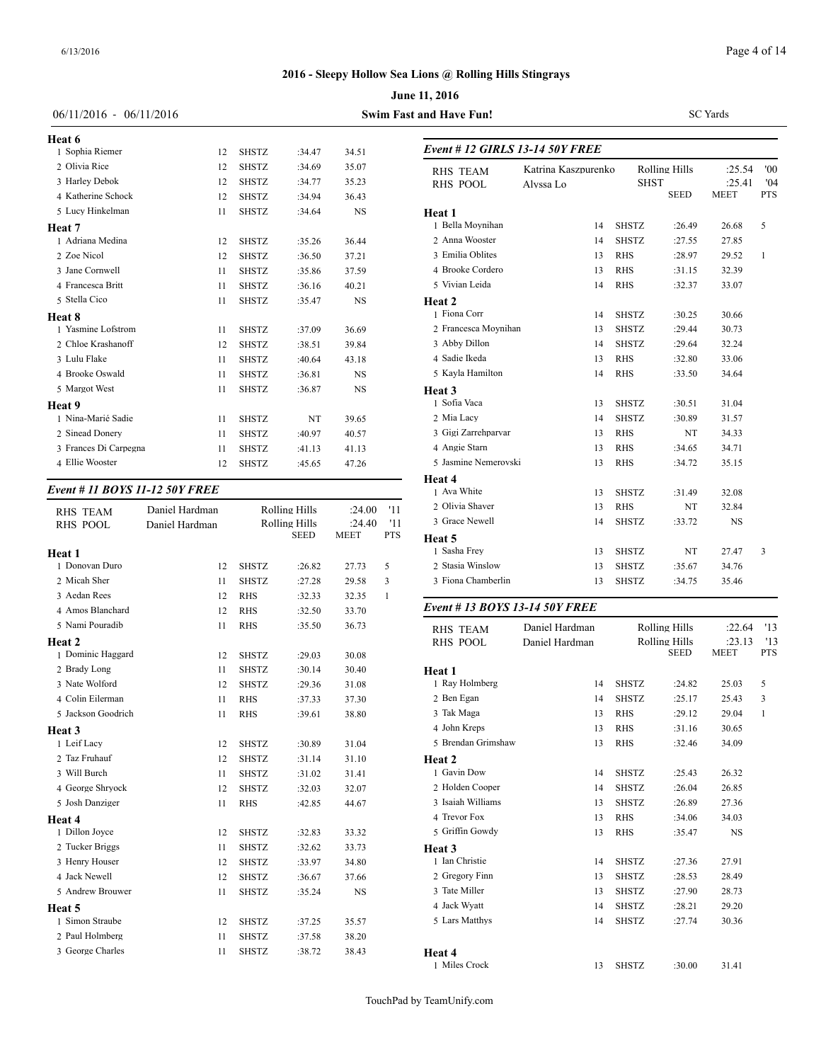## 2016 - Sleepy Hollow Sea Lions @ Rolling Hills Stingrays

**June 11, 2016**

06/11/2016 - 06/11/2016 — **Swim Fast and Have Fun!** — SC Yards

**Heat 6**

| | Name | Age | Team | Seed | Time | Pts |
|---|---|---|---|---|---|---|
| 1 | Sophia Riemer | 12 | SHSTZ | :34.47 | 34.51 | |
| 2 | Olivia Rice | 12 | SHSTZ | :34.69 | 35.07 | |
| 3 | Harley Debok | 12 | SHSTZ | :34.77 | 35.23 | |
| 4 | Katherine Schock | 12 | SHSTZ | :34.94 | 36.43 | |
| 5 | Lucy Hinkelman | 11 | SHSTZ | :34.64 | NS | |

**Heat 7**

| | Name | Age | Team | Seed | Time | Pts |
|---|---|---|---|---|---|---|
| 1 | Adriana Medina | 12 | SHSTZ | :35.26 | 36.44 | |
| 2 | Zoe Nicol | 12 | SHSTZ | :36.50 | 37.21 | |
| 3 | Jane Cornwell | 11 | SHSTZ | :35.86 | 37.59 | |
| 4 | Francesca Britt | 11 | SHSTZ | :36.16 | 40.21 | |
| 5 | Stella Cico | 11 | SHSTZ | :35.47 | NS | |

**Heat 8**

| | Name | Age | Team | Seed | Time | Pts |
|---|---|---|---|---|---|---|
| 1 | Yasmine Lofstrom | 11 | SHSTZ | :37.09 | 36.69 | |
| 2 | Chloe Krashanoff | 12 | SHSTZ | :38.51 | 39.84 | |
| 3 | Lulu Flake | 11 | SHSTZ | :40.64 | 43.18 | |
| 4 | Brooke Oswald | 11 | SHSTZ | :36.81 | NS | |
| 5 | Margot West | 11 | SHSTZ | :36.87 | NS | |

**Heat 9**

| | Name | Age | Team | Seed | Time | Pts |
|---|---|---|---|---|---|---|
| 1 | Nina-Marié Sadie | 11 | SHSTZ | NT | 39.65 | |
| 2 | Sinead Donery | 11 | SHSTZ | :40.97 | 40.57 | |
| 3 | Frances Di Carpegna | 11 | SHSTZ | :41.13 | 41.13 | |
| 4 | Ellie Wooster | 12 | SHSTZ | :45.65 | 47.26 | |

### *Event # 11 BOYS 11-12 50Y FREE*

| Record | Holder | Team/Location | Time | Year |
|---|---|---|---|---|
| RHS TEAM | Daniel Hardman | Rolling Hills | :24.00 | '11 |
| RHS POOL | Daniel Hardman | Rolling Hills | :24.40 | '11 |

**Heat 1**

| | Name | Age | Team | Seed | Meet | Pts |
|---|---|---|---|---|---|---|
| 1 | Donovan Duro | 12 | SHSTZ | :26.82 | 27.73 | 5 |
| 2 | Micah Sher | 11 | SHSTZ | :27.28 | 29.58 | 3 |
| 3 | Aedan Rees | 12 | RHS | :32.33 | 32.35 | 1 |
| 4 | Amos Blanchard | 12 | RHS | :32.50 | 33.70 | |
| 5 | Nami Pouradib | 11 | RHS | :35.50 | 36.73 | |

**Heat 2**

| | Name | Age | Team | Seed | Meet | Pts |
|---|---|---|---|---|---|---|
| 1 | Dominic Haggard | 12 | SHSTZ | :29.03 | 30.08 | |
| 2 | Brady Long | 11 | SHSTZ | :30.14 | 30.40 | |
| 3 | Nate Wolford | 12 | SHSTZ | :29.36 | 31.08 | |
| 4 | Colin Eilerman | 11 | RHS | :37.33 | 37.30 | |
| 5 | Jackson Goodrich | 11 | RHS | :39.61 | 38.80 | |

**Heat 3**

| | Name | Age | Team | Seed | Meet | Pts |
|---|---|---|---|---|---|---|
| 1 | Leif Lacy | 12 | SHSTZ | :30.89 | 31.04 | |
| 2 | Taz Fruhauf | 12 | SHSTZ | :31.14 | 31.10 | |
| 3 | Will Burch | 11 | SHSTZ | :31.02 | 31.41 | |
| 4 | George Shryock | 12 | SHSTZ | :32.03 | 32.07 | |
| 5 | Josh Danziger | 11 | RHS | :42.85 | 44.67 | |

**Heat 4**

| | Name | Age | Team | Seed | Meet | Pts |
|---|---|---|---|---|---|---|
| 1 | Dillon Joyce | 12 | SHSTZ | :32.83 | 33.32 | |
| 2 | Tucker Briggs | 11 | SHSTZ | :32.62 | 33.73 | |
| 3 | Henry Houser | 12 | SHSTZ | :33.97 | 34.80 | |
| 4 | Jack Newell | 12 | SHSTZ | :36.67 | 37.66 | |
| 5 | Andrew Brouwer | 11 | SHSTZ | :35.24 | NS | |

**Heat 5**

| | Name | Age | Team | Seed | Meet | Pts |
|---|---|---|---|---|---|---|
| 1 | Simon Straube | 12 | SHSTZ | :37.25 | 35.57 | |
| 2 | Paul Holmberg | 11 | SHSTZ | :37.58 | 38.20 | |
| 3 | George Charles | 11 | SHSTZ | :38.72 | 38.43 | |

### *Event # 12 GIRLS 13-14 50Y FREE*

| Record | Holder | Team/Location | Time | Year |
|---|---|---|---|---|
| RHS TEAM | Katrina Kaszpurenko | Rolling Hills | :25.54 | '00 |
| RHS POOL | Alyssa Lo | SHST | :25.41 | '04 |

**Heat 1**

| | Name | Age | Team | Seed | Meet | Pts |
|---|---|---|---|---|---|---|
| 1 | Bella Moynihan | 14 | SHSTZ | :26.49 | 26.68 | 5 |
| 2 | Anna Wooster | 14 | SHSTZ | :27.55 | 27.85 | |
| 3 | Emilia Oblites | 13 | RHS | :28.97 | 29.52 | 1 |
| 4 | Brooke Cordero | 13 | RHS | :31.15 | 32.39 | |
| 5 | Vivian Leida | 14 | RHS | :32.37 | 33.07 | |

**Heat 2**

| | Name | Age | Team | Seed | Meet | Pts |
|---|---|---|---|---|---|---|
| 1 | Fiona Corr | 14 | SHSTZ | :30.25 | 30.66 | |
| 2 | Francesca Moynihan | 13 | SHSTZ | :29.44 | 30.73 | |
| 3 | Abby Dillon | 14 | SHSTZ | :29.64 | 32.24 | |
| 4 | Sadie Ikeda | 13 | RHS | :32.80 | 33.06 | |
| 5 | Kayla Hamilton | 14 | RHS | :33.50 | 34.64 | |

**Heat 3**

| | Name | Age | Team | Seed | Meet | Pts |
|---|---|---|---|---|---|---|
| 1 | Sofia Vaca | 13 | SHSTZ | :30.51 | 31.04 | |
| 2 | Mia Lacy | 14 | SHSTZ | :30.89 | 31.57 | |
| 3 | Gigi Zarrehparvar | 13 | RHS | NT | 34.33 | |
| 4 | Angie Starn | 13 | RHS | :34.65 | 34.71 | |
| 5 | Jasmine Nemerovski | 13 | RHS | :34.72 | 35.15 | |

**Heat 4**

| | Name | Age | Team | Seed | Meet | Pts |
|---|---|---|---|---|---|---|
| 1 | Ava White | 13 | SHSTZ | :31.49 | 32.08 | |
| 2 | Olivia Shaver | 13 | RHS | NT | 32.84 | |
| 3 | Grace Newell | 14 | SHSTZ | :33.72 | NS | |

**Heat 5**

| | Name | Age | Team | Seed | Meet | Pts |
|---|---|---|---|---|---|---|
| 1 | Sasha Frey | 13 | SHSTZ | NT | 27.47 | 3 |
| 2 | Stasia Winslow | 13 | SHSTZ | :35.67 | 34.76 | |
| 3 | Fiona Chamberlin | 13 | SHSTZ | :34.75 | 35.46 | |

### *Event # 13 BOYS 13-14 50Y FREE*

| Record | Holder | Team/Location | Time | Year |
|---|---|---|---|---|
| RHS TEAM | Daniel Hardman | Rolling Hills | :22.64 | '13 |
| RHS POOL | Daniel Hardman | Rolling Hills | :23.13 | '13 |

**Heat 1**

| | Name | Age | Team | Seed | Meet | Pts |
|---|---|---|---|---|---|---|
| 1 | Ray Holmberg | 14 | SHSTZ | :24.82 | 25.03 | 5 |
| 2 | Ben Egan | 14 | SHSTZ | :25.17 | 25.43 | 3 |
| 3 | Tak Maga | 13 | RHS | :29.12 | 29.04 | 1 |
| 4 | John Kreps | 13 | RHS | :31.16 | 30.65 | |
| 5 | Brendan Grimshaw | 13 | RHS | :32.46 | 34.09 | |

**Heat 2**

| | Name | Age | Team | Seed | Meet | Pts |
|---|---|---|---|---|---|---|
| 1 | Gavin Dow | 14 | SHSTZ | :25.43 | 26.32 | |
| 2 | Holden Cooper | 14 | SHSTZ | :26.04 | 26.85 | |
| 3 | Isaiah Williams | 13 | SHSTZ | :26.89 | 27.36 | |
| 4 | Trevor Fox | 13 | RHS | :34.06 | 34.03 | |
| 5 | Griffin Gowdy | 13 | RHS | :35.47 | NS | |

**Heat 3**

| | Name | Age | Team | Seed | Meet | Pts |
|---|---|---|---|---|---|---|
| 1 | Ian Christie | 14 | SHSTZ | :27.36 | 27.91 | |
| 2 | Gregory Finn | 13 | SHSTZ | :28.53 | 28.49 | |
| 3 | Tate Miller | 13 | SHSTZ | :27.90 | 28.73 | |
| 4 | Jack Wyatt | 14 | SHSTZ | :28.21 | 29.20 | |
| 5 | Lars Matthys | 14 | SHSTZ | :27.74 | 30.36 | |

**Heat 4**

| | Name | Age | Team | Seed | Meet | Pts |
|---|---|---|---|---|---|---|
| 1 | Miles Crock | 13 | SHSTZ | :30.00 | 31.41 | |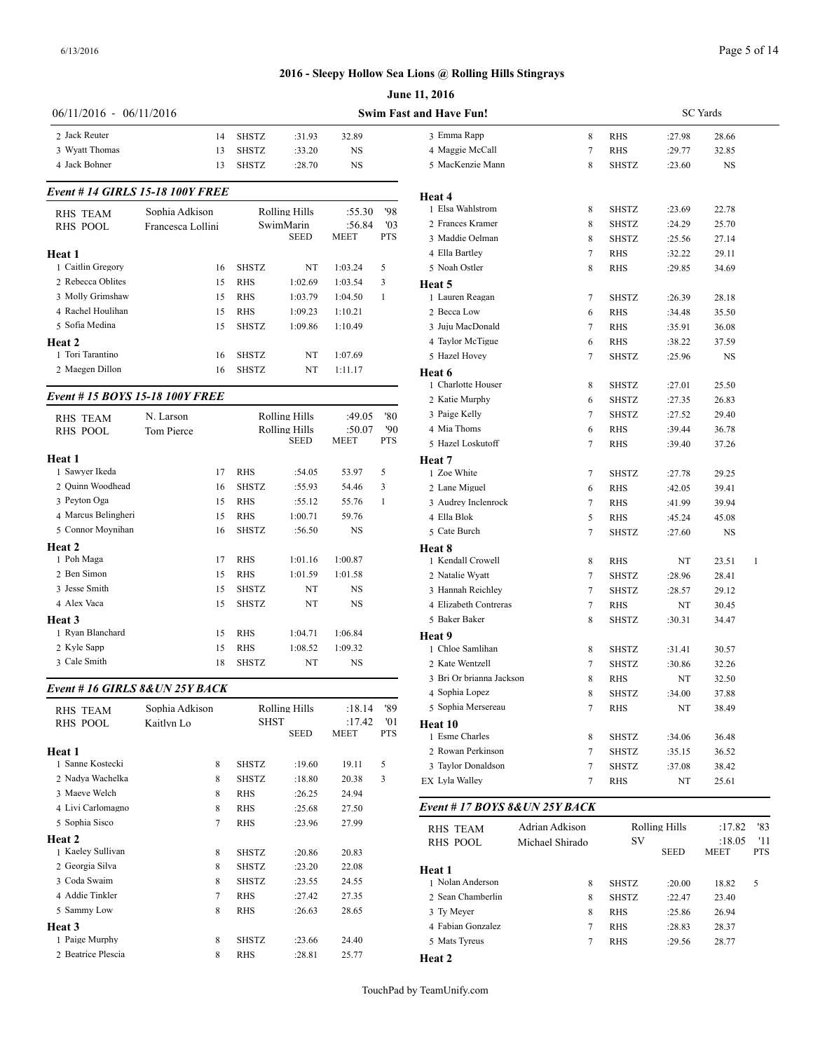## 2016 - Sleepy Hollow Sea Lions @ Rolling Hills Stingrays

**June 11, 2016**

06/11/2016 - 06/11/2016 **Swim Fast and Have Fun!** SC Yards

| | Name | Age | Team | Seed | Time | Pts |
|---|---|---|---|---|---|---|
| 2 | Jack Reuter | 14 | SHSTZ | :31.93 | 32.89 | |
| 3 | Wyatt Thomas | 13 | SHSTZ | :33.20 | NS | |
| 4 | Jack Bohner | 13 | SHSTZ | :28.70 | NS | |

### *Event # 14 GIRLS 15-18 100Y FREE*

| | | | | |
|---|---|---|---|---|
| RHS TEAM | Sophia Adkison | Rolling Hills | :55.30 | '98 |
| RHS POOL | Francesca Lollini | SwimMarin | :56.84 | '03 |

| | Name | Age | Team | SEED | MEET | PTS |
|---|---|---|---|---|---|---|
| **Heat 1** | | | | | | |
| 1 | Caitlin Gregory | 16 | SHSTZ | NT | 1:03.24 | 5 |
| 2 | Rebecca Oblites | 15 | RHS | 1:02.69 | 1:03.54 | 3 |
| 3 | Molly Grimshaw | 15 | RHS | 1:03.79 | 1:04.50 | 1 |
| 4 | Rachel Houlihan | 15 | RHS | 1:09.23 | 1:10.21 | |
| 5 | Sofia Medina | 15 | SHSTZ | 1:09.86 | 1:10.49 | |
| **Heat 2** | | | | | | |
| 1 | Tori Tarantino | 16 | SHSTZ | NT | 1:07.69 | |
| 2 | Maegen Dillon | 16 | SHSTZ | NT | 1:11.17 | |

### *Event # 15 BOYS 15-18 100Y FREE*

| | | | | |
|---|---|---|---|---|
| RHS TEAM | N. Larson | Rolling Hills | :49.05 | '80 |
| RHS POOL | Tom Pierce | Rolling Hills | :50.07 | '90 |

| | Name | Age | Team | SEED | MEET | PTS |
|---|---|---|---|---|---|---|
| **Heat 1** | | | | | | |
| 1 | Sawyer Ikeda | 17 | RHS | :54.05 | 53.97 | 5 |
| 2 | Quinn Woodhead | 16 | SHSTZ | :55.93 | 54.46 | 3 |
| 3 | Peyton Oga | 15 | RHS | :55.12 | 55.76 | 1 |
| 4 | Marcus Belingheri | 15 | RHS | 1:00.71 | 59.76 | |
| 5 | Connor Moynihan | 16 | SHSTZ | :56.50 | NS | |
| **Heat 2** | | | | | | |
| 1 | Poh Maga | 17 | RHS | 1:01.16 | 1:00.87 | |
| 2 | Ben Simon | 15 | RHS | 1:01.59 | 1:01.58 | |
| 3 | Jesse Smith | 15 | SHSTZ | NT | NS | |
| 4 | Alex Vaca | 15 | SHSTZ | NT | NS | |
| **Heat 3** | | | | | | |
| 1 | Ryan Blanchard | 15 | RHS | 1:04.71 | 1:06.84 | |
| 2 | Kyle Sapp | 15 | RHS | 1:08.52 | 1:09.32 | |
| 3 | Cale Smith | 18 | SHSTZ | NT | NS | |

### *Event # 16 GIRLS 8&UN 25Y BACK*

| | | | | |
|---|---|---|---|---|
| RHS TEAM | Sophia Adkison | Rolling Hills | :18.14 | '89 |
| RHS POOL | Kaitlyn Lo | SHST | :17.42 | '01 |

| | Name | Age | Team | SEED | MEET | PTS |
|---|---|---|---|---|---|---|
| **Heat 1** | | | | | | |
| 1 | Sanne Kostecki | 8 | SHSTZ | :19.60 | 19.11 | 5 |
| 2 | Nadya Wachelka | 8 | SHSTZ | :18.80 | 20.38 | 3 |
| 3 | Maeve Welch | 8 | RHS | :26.25 | 24.94 | |
| 4 | Livi Carlomagno | 8 | RHS | :25.68 | 27.50 | |
| 5 | Sophia Sisco | 7 | RHS | :23.96 | 27.99 | |
| **Heat 2** | | | | | | |
| 1 | Kaeley Sullivan | 8 | SHSTZ | :20.86 | 20.83 | |
| 2 | Georgia Silva | 8 | SHSTZ | :23.20 | 22.08 | |
| 3 | Coda Swaim | 8 | SHSTZ | :23.55 | 24.55 | |
| 4 | Addie Tinkler | 7 | RHS | :27.42 | 27.35 | |
| 5 | Sammy Low | 8 | RHS | :26.63 | 28.65 | |
| **Heat 3** | | | | | | |
| 1 | Paige Murphy | 8 | SHSTZ | :23.66 | 24.40 | |
| 2 | Beatrice Plescia | 8 | RHS | :28.81 | 25.77 | |
| 3 | Emma Rapp | 8 | RHS | :27.98 | 28.66 | |
| 4 | Maggie McCall | 7 | RHS | :29.77 | 32.85 | |
| 5 | MacKenzie Mann | 8 | SHSTZ | :23.60 | NS | |
| **Heat 4** | | | | | | |
| 1 | Elsa Wahlstrom | 8 | SHSTZ | :23.69 | 22.78 | |
| 2 | Frances Kramer | 8 | SHSTZ | :24.29 | 25.70 | |
| 3 | Maddie Oelman | 8 | SHSTZ | :25.56 | 27.14 | |
| 4 | Ella Bartley | 7 | RHS | :32.22 | 29.11 | |
| 5 | Noah Ostler | 8 | RHS | :29.85 | 34.69 | |
| **Heat 5** | | | | | | |
| 1 | Lauren Reagan | 7 | SHSTZ | :26.39 | 28.18 | |
| 2 | Becca Low | 6 | RHS | :34.48 | 35.50 | |
| 3 | Juju MacDonald | 7 | RHS | :35.91 | 36.08 | |
| 4 | Taylor McTigue | 6 | RHS | :38.22 | 37.59 | |
| 5 | Hazel Hovey | 7 | SHSTZ | :25.96 | NS | |
| **Heat 6** | | | | | | |
| 1 | Charlotte Houser | 8 | SHSTZ | :27.01 | 25.50 | |
| 2 | Katie Murphy | 6 | SHSTZ | :27.35 | 26.83 | |
| 3 | Paige Kelly | 7 | SHSTZ | :27.52 | 29.40 | |
| 4 | Mia Thoms | 6 | RHS | :39.44 | 36.78 | |
| 5 | Hazel Loskutoff | 7 | RHS | :39.40 | 37.26 | |
| **Heat 7** | | | | | | |
| 1 | Zoe White | 7 | SHSTZ | :27.78 | 29.25 | |
| 2 | Lane Miguel | 6 | RHS | :42.05 | 39.41 | |
| 3 | Audrey Inclenrock | 7 | RHS | :41.99 | 39.94 | |
| 4 | Ella Blok | 5 | RHS | :45.24 | 45.08 | |
| 5 | Cate Burch | 7 | SHSTZ | :27.60 | NS | |
| **Heat 8** | | | | | | |
| 1 | Kendall Crowell | 8 | RHS | NT | 23.51 | 1 |
| 2 | Natalie Wyatt | 7 | SHSTZ | :28.96 | 28.41 | |
| 3 | Hannah Reichley | 7 | SHSTZ | :28.57 | 29.12 | |
| 4 | Elizabeth Contreras | 7 | RHS | NT | 30.45 | |
| 5 | Baker Baker | 8 | SHSTZ | :30.31 | 34.47 | |
| **Heat 9** | | | | | | |
| 1 | Chloe Samlihan | 8 | SHSTZ | :31.41 | 30.57 | |
| 2 | Kate Wentzell | 7 | SHSTZ | :30.86 | 32.26 | |
| 3 | Bri Or brianna Jackson | 8 | RHS | NT | 32.50 | |
| 4 | Sophia Lopez | 8 | SHSTZ | :34.00 | 37.88 | |
| 5 | Sophia Mersereau | 7 | RHS | NT | 38.49 | |
| **Heat 10** | | | | | | |
| 1 | Esme Charles | 8 | SHSTZ | :34.06 | 36.48 | |
| 2 | Rowan Perkinson | 7 | SHSTZ | :35.15 | 36.52 | |
| 3 | Taylor Donaldson | 7 | SHSTZ | :37.08 | 38.42 | |
| EX | Lyla Walley | 7 | RHS | NT | 25.61 | |

### *Event # 17 BOYS 8&UN 25Y BACK*

| | | | | |
|---|---|---|---|---|
| RHS TEAM | Adrian Adkison | Rolling Hills | :17.82 | '83 |
| RHS POOL | Michael Shirado | SV | :18.05 | '11 |

| | Name | Age | Team | SEED | MEET | PTS |
|---|---|---|---|---|---|---|
| **Heat 1** | | | | | | |
| 1 | Nolan Anderson | 8 | SHSTZ | :20.00 | 18.82 | 5 |
| 2 | Sean Chamberlin | 8 | SHSTZ | :22.47 | 23.40 | |
| 3 | Ty Meyer | 8 | RHS | :25.86 | 26.94 | |
| 4 | Fabian Gonzalez | 7 | RHS | :28.83 | 28.37 | |
| 5 | Mats Tyreus | 7 | RHS | :29.56 | 28.77 | |
| **Heat 2** | | | | | | |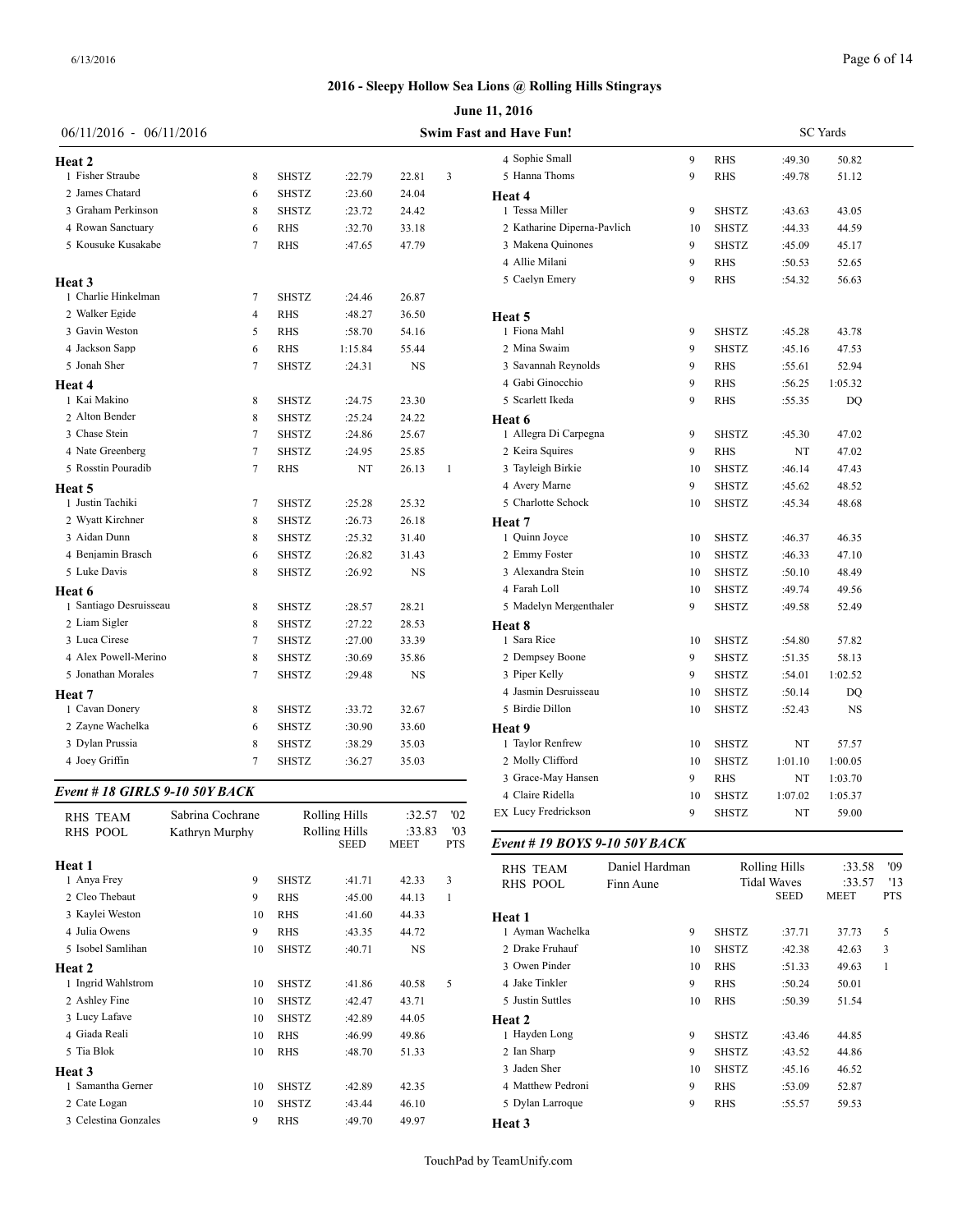## 2016 - Sleepy Hollow Sea Lions @ Rolling Hills Stingrays

**June 11, 2016**

06/11/2016 - 06/11/2016 **Swim Fast and Have Fun!** SC Yards

**Heat 2**

| | Name | Age | Team | Seed | Meet | Pts |
|---|---|---|---|---|---|---|
| 1 | Fisher Straube | 8 | SHSTZ | :22.79 | 22.81 | 3 |
| 2 | James Chatard | 6 | SHSTZ | :23.60 | 24.04 | |
| 3 | Graham Perkinson | 8 | SHSTZ | :23.72 | 24.42 | |
| 4 | Rowan Sanctuary | 6 | RHS | :32.70 | 33.18 | |
| 5 | Kousuke Kusakabe | 7 | RHS | :47.65 | 47.79 | |

**Heat 3**

| | Name | Age | Team | Seed | Meet | Pts |
|---|---|---|---|---|---|---|
| 1 | Charlie Hinkelman | 7 | SHSTZ | :24.46 | 26.87 | |
| 2 | Walker Egide | 4 | RHS | :48.27 | 36.50 | |
| 3 | Gavin Weston | 5 | RHS | :58.70 | 54.16 | |
| 4 | Jackson Sapp | 6 | RHS | 1:15.84 | 55.44 | |
| 5 | Jonah Sher | 7 | SHSTZ | :24.31 | NS | |

**Heat 4**

| | Name | Age | Team | Seed | Meet | Pts |
|---|---|---|---|---|---|---|
| 1 | Kai Makino | 8 | SHSTZ | :24.75 | 23.30 | |
| 2 | Alton Bender | 8 | SHSTZ | :25.24 | 24.22 | |
| 3 | Chase Stein | 7 | SHSTZ | :24.86 | 25.67 | |
| 4 | Nate Greenberg | 7 | SHSTZ | :24.95 | 25.85 | |
| 5 | Rosstin Pouradib | 7 | RHS | NT | 26.13 | 1 |

**Heat 5**

| | Name | Age | Team | Seed | Meet | Pts |
|---|---|---|---|---|---|---|
| 1 | Justin Tachiki | 7 | SHSTZ | :25.28 | 25.32 | |
| 2 | Wyatt Kirchner | 8 | SHSTZ | :26.73 | 26.18 | |
| 3 | Aidan Dunn | 8 | SHSTZ | :25.32 | 31.40 | |
| 4 | Benjamin Brasch | 6 | SHSTZ | :26.82 | 31.43 | |
| 5 | Luke Davis | 8 | SHSTZ | :26.92 | NS | |

**Heat 6**

| | Name | Age | Team | Seed | Meet | Pts |
|---|---|---|---|---|---|---|
| 1 | Santiago Desruisseau | 8 | SHSTZ | :28.57 | 28.21 | |
| 2 | Liam Sigler | 8 | SHSTZ | :27.22 | 28.53 | |
| 3 | Luca Cirese | 7 | SHSTZ | :27.00 | 33.39 | |
| 4 | Alex Powell-Merino | 8 | SHSTZ | :30.69 | 35.86 | |
| 5 | Jonathan Morales | 7 | SHSTZ | :29.48 | NS | |

**Heat 7**

| | Name | Age | Team | Seed | Meet | Pts |
|---|---|---|---|---|---|---|
| 1 | Cavan Donery | 8 | SHSTZ | :33.72 | 32.67 | |
| 2 | Zayne Wachelka | 6 | SHSTZ | :30.90 | 33.60 | |
| 3 | Dylan Prussia | 8 | SHSTZ | :38.29 | 35.03 | |
| 4 | Joey Griffin | 7 | SHSTZ | :36.27 | 35.03 | |

### *Event # 18 GIRLS 9-10 50Y BACK*

| | | | | |
|---|---|---|---|---|
| RHS TEAM | Sabrina Cochrane | Rolling Hills | :32.57 | '02 |
| RHS POOL | Kathryn Murphy | Rolling Hills | :33.83 | '03 |

**Heat 1**

| | Name | Age | Team | Seed | Meet | Pts |
|---|---|---|---|---|---|---|
| 1 | Anya Frey | 9 | SHSTZ | :41.71 | 42.33 | 3 |
| 2 | Cleo Thebaut | 9 | RHS | :45.00 | 44.13 | 1 |
| 3 | Kaylei Weston | 10 | RHS | :41.60 | 44.33 | |
| 4 | Julia Owens | 9 | RHS | :43.35 | 44.72 | |
| 5 | Isobel Samlihan | 10 | SHSTZ | :40.71 | NS | |

**Heat 2**

| | Name | Age | Team | Seed | Meet | Pts |
|---|---|---|---|---|---|---|
| 1 | Ingrid Wahlstrom | 10 | SHSTZ | :41.86 | 40.58 | 5 |
| 2 | Ashley Fine | 10 | SHSTZ | :42.47 | 43.71 | |
| 3 | Lucy Lafave | 10 | SHSTZ | :42.89 | 44.05 | |
| 4 | Giada Reali | 10 | RHS | :46.99 | 49.86 | |
| 5 | Tia Blok | 10 | RHS | :48.70 | 51.33 | |

**Heat 3**

| | Name | Age | Team | Seed | Meet | Pts |
|---|---|---|---|---|---|---|
| 1 | Samantha Gerner | 10 | SHSTZ | :42.89 | 42.35 | |
| 2 | Cate Logan | 10 | SHSTZ | :43.44 | 46.10 | |
| 3 | Celestina Gonzales | 9 | RHS | :49.70 | 49.97 | |
| 4 | Sophie Small | 9 | RHS | :49.30 | 50.82 | |
| 5 | Hanna Thoms | 9 | RHS | :49.78 | 51.12 | |

**Heat 4**

| | Name | Age | Team | Seed | Meet | Pts |
|---|---|---|---|---|---|---|
| 1 | Tessa Miller | 9 | SHSTZ | :43.63 | 43.05 | |
| 2 | Katharine Diperna-Pavlich | 10 | SHSTZ | :44.33 | 44.59 | |
| 3 | Makena Quinones | 9 | SHSTZ | :45.09 | 45.17 | |
| 4 | Allie Milani | 9 | RHS | :50.53 | 52.65 | |
| 5 | Caelyn Emery | 9 | RHS | :54.32 | 56.63 | |

**Heat 5**

| | Name | Age | Team | Seed | Meet | Pts |
|---|---|---|---|---|---|---|
| 1 | Fiona Mahl | 9 | SHSTZ | :45.28 | 43.78 | |
| 2 | Mina Swaim | 9 | SHSTZ | :45.16 | 47.53 | |
| 3 | Savannah Reynolds | 9 | RHS | :55.61 | 52.94 | |
| 4 | Gabi Ginocchio | 9 | RHS | :56.25 | 1:05.32 | |
| 5 | Scarlett Ikeda | 9 | RHS | :55.35 | DQ | |

**Heat 6**

| | Name | Age | Team | Seed | Meet | Pts |
|---|---|---|---|---|---|---|
| 1 | Allegra Di Carpegna | 9 | SHSTZ | :45.30 | 47.02 | |
| 2 | Keira Squires | 9 | RHS | NT | 47.02 | |
| 3 | Tayleigh Birkie | 10 | SHSTZ | :46.14 | 47.43 | |
| 4 | Avery Marne | 9 | SHSTZ | :45.62 | 48.52 | |
| 5 | Charlotte Schock | 10 | SHSTZ | :45.34 | 48.68 | |

**Heat 7**

| | Name | Age | Team | Seed | Meet | Pts |
|---|---|---|---|---|---|---|
| 1 | Quinn Joyce | 10 | SHSTZ | :46.37 | 46.35 | |
| 2 | Emmy Foster | 10 | SHSTZ | :46.33 | 47.10 | |
| 3 | Alexandra Stein | 10 | SHSTZ | :50.10 | 48.49 | |
| 4 | Farah Loll | 10 | SHSTZ | :49.74 | 49.56 | |
| 5 | Madelyn Mergenthaler | 9 | SHSTZ | :49.58 | 52.49 | |

**Heat 8**

| | Name | Age | Team | Seed | Meet | Pts |
|---|---|---|---|---|---|---|
| 1 | Sara Rice | 10 | SHSTZ | :54.80 | 57.82 | |
| 2 | Dempsey Boone | 9 | SHSTZ | :51.35 | 58.13 | |
| 3 | Piper Kelly | 9 | SHSTZ | :54.01 | 1:02.52 | |
| 4 | Jasmin Desruisseau | 10 | SHSTZ | :50.14 | DQ | |
| 5 | Birdie Dillon | 10 | SHSTZ | :52.43 | NS | |

**Heat 9**

| | Name | Age | Team | Seed | Meet | Pts |
|---|---|---|---|---|---|---|
| 1 | Taylor Renfrew | 10 | SHSTZ | NT | 57.57 | |
| 2 | Molly Clifford | 10 | SHSTZ | 1:01.10 | 1:00.05 | |
| 3 | Grace-May Hansen | 9 | RHS | NT | 1:03.70 | |
| 4 | Claire Ridella | 10 | SHSTZ | 1:07.02 | 1:05.37 | |
| EX | Lucy Fredrickson | 9 | SHSTZ | NT | 59.00 | |

### *Event # 19 BOYS 9-10 50Y BACK*

| | | | | |
|---|---|---|---|---|
| RHS TEAM | Daniel Hardman | Rolling Hills | :33.58 | '09 |
| RHS POOL | Finn Aune | Tidal Waves | :33.57 | '13 |

**Heat 1**

| | Name | Age | Team | Seed | Meet | Pts |
|---|---|---|---|---|---|---|
| 1 | Ayman Wachelka | 9 | SHSTZ | :37.71 | 37.73 | 5 |
| 2 | Drake Fruhauf | 10 | SHSTZ | :42.38 | 42.63 | 3 |
| 3 | Owen Pinder | 10 | RHS | :51.33 | 49.63 | 1 |
| 4 | Jake Tinkler | 9 | RHS | :50.24 | 50.01 | |
| 5 | Justin Suttles | 10 | RHS | :50.39 | 51.54 | |

**Heat 2**

| | Name | Age | Team | Seed | Meet | Pts |
|---|---|---|---|---|---|---|
| 1 | Hayden Long | 9 | SHSTZ | :43.46 | 44.85 | |
| 2 | Ian Sharp | 9 | SHSTZ | :43.52 | 44.86 | |
| 3 | Jaden Sher | 10 | SHSTZ | :45.16 | 46.52 | |
| 4 | Matthew Pedroni | 9 | RHS | :53.09 | 52.87 | |
| 5 | Dylan Larroque | 9 | RHS | :55.57 | 59.53 | |

**Heat 3**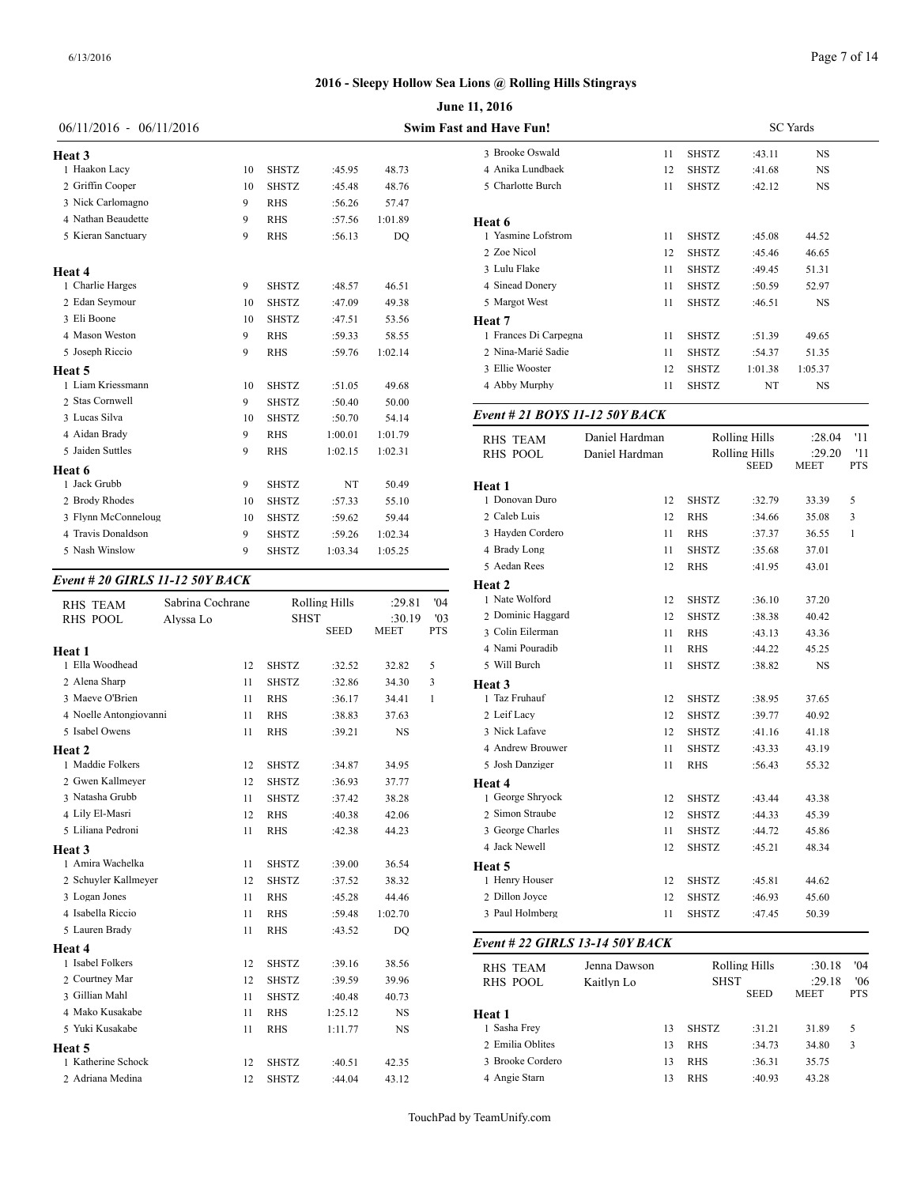**2016 - Sleepy Hollow Sea Lions @ Rolling Hills Stingrays**

**June 11, 2016**

06/11/2016 - 06/11/2016 — **Swim Fast and Have Fun!** — SC Yards

**Heat 3**

| | Name | Age | Team | Seed | Meet | Pts |
|---|---|---|---|---|---|---|
| 1 | Haakon Lacy | 10 | SHSTZ | :45.95 | 48.73 | |
| 2 | Griffin Cooper | 10 | SHSTZ | :45.48 | 48.76 | |
| 3 | Nick Carlomagno | 9 | RHS | :56.26 | 57.47 | |
| 4 | Nathan Beaudette | 9 | RHS | :57.56 | 1:01.89 | |
| 5 | Kieran Sanctuary | 9 | RHS | :56.13 | DQ | |

**Heat 4**

| | Name | Age | Team | Seed | Meet | Pts |
|---|---|---|---|---|---|---|
| 1 | Charlie Harges | 9 | SHSTZ | :48.57 | 46.51 | |
| 2 | Edan Seymour | 10 | SHSTZ | :47.09 | 49.38 | |
| 3 | Eli Boone | 10 | SHSTZ | :47.51 | 53.56 | |
| 4 | Mason Weston | 9 | RHS | :59.33 | 58.55 | |
| 5 | Joseph Riccio | 9 | RHS | :59.76 | 1:02.14 | |

**Heat 5**

| | Name | Age | Team | Seed | Meet | Pts |
|---|---|---|---|---|---|---|
| 1 | Liam Kriessmann | 10 | SHSTZ | :51.05 | 49.68 | |
| 2 | Stas Cornwell | 9 | SHSTZ | :50.40 | 50.00 | |
| 3 | Lucas Silva | 10 | SHSTZ | :50.70 | 54.14 | |
| 4 | Aidan Brady | 9 | RHS | 1:00.01 | 1:01.79 | |
| 5 | Jaiden Suttles | 9 | RHS | 1:02.15 | 1:02.31 | |

**Heat 6**

| | Name | Age | Team | Seed | Meet | Pts |
|---|---|---|---|---|---|---|
| 1 | Jack Grubb | 9 | SHSTZ | NT | 50.49 | |
| 2 | Brody Rhodes | 10 | SHSTZ | :57.33 | 55.10 | |
| 3 | Flynn McConneloug | 10 | SHSTZ | :59.62 | 59.44 | |
| 4 | Travis Donaldson | 9 | SHSTZ | :59.26 | 1:02.34 | |
| 5 | Nash Winslow | 9 | SHSTZ | 1:03.34 | 1:05.25 | |

### *Event # 20 GIRLS 11-12 50Y BACK*

| | | | | |
|---|---|---|---|---|
| RHS TEAM | Sabrina Cochrane | Rolling Hills | :29.81 | '04 |
| RHS POOL | Alyssa Lo | SHST | :30.19 | '03 |

**Heat 1**

| | Name | Age | Team | Seed | Meet | Pts |
|---|---|---|---|---|---|---|
| 1 | Ella Woodhead | 12 | SHSTZ | :32.52 | 32.82 | 5 |
| 2 | Alena Sharp | 11 | SHSTZ | :32.86 | 34.30 | 3 |
| 3 | Maeve O'Brien | 11 | RHS | :36.17 | 34.41 | 1 |
| 4 | Noelle Antongiovanni | 11 | RHS | :38.83 | 37.63 | |
| 5 | Isabel Owens | 11 | RHS | :39.21 | NS | |

**Heat 2**

| | Name | Age | Team | Seed | Meet | Pts |
|---|---|---|---|---|---|---|
| 1 | Maddie Folkers | 12 | SHSTZ | :34.87 | 34.95 | |
| 2 | Gwen Kallmeyer | 12 | SHSTZ | :36.93 | 37.77 | |
| 3 | Natasha Grubb | 11 | SHSTZ | :37.42 | 38.28 | |
| 4 | Lily El-Masri | 12 | RHS | :40.38 | 42.06 | |
| 5 | Liliana Pedroni | 11 | RHS | :42.38 | 44.23 | |

**Heat 3**

| | Name | Age | Team | Seed | Meet | Pts |
|---|---|---|---|---|---|---|
| 1 | Amira Wachelka | 11 | SHSTZ | :39.00 | 36.54 | |
| 2 | Schuyler Kallmeyer | 12 | SHSTZ | :37.52 | 38.32 | |
| 3 | Logan Jones | 11 | RHS | :45.28 | 44.46 | |
| 4 | Isabella Riccio | 11 | RHS | :59.48 | 1:02.70 | |
| 5 | Lauren Brady | 11 | RHS | :43.52 | DQ | |

**Heat 4**

| | Name | Age | Team | Seed | Meet | Pts |
|---|---|---|---|---|---|---|
| 1 | Isabel Folkers | 12 | SHSTZ | :39.16 | 38.56 | |
| 2 | Courtney Mar | 12 | SHSTZ | :39.59 | 39.96 | |
| 3 | Gillian Mahl | 11 | SHSTZ | :40.48 | 40.73 | |
| 4 | Mako Kusakabe | 11 | RHS | 1:25.12 | NS | |
| 5 | Yuki Kusakabe | 11 | RHS | 1:11.77 | NS | |

**Heat 5**

| | Name | Age | Team | Seed | Meet | Pts |
|---|---|---|---|---|---|---|
| 1 | Katherine Schock | 12 | SHSTZ | :40.51 | 42.35 | |
| 2 | Adriana Medina | 12 | SHSTZ | :44.04 | 43.12 | |
| 3 | Brooke Oswald | 11 | SHSTZ | :43.11 | NS | |
| 4 | Anika Lundbaek | 12 | SHSTZ | :41.68 | NS | |
| 5 | Charlotte Burch | 11 | SHSTZ | :42.12 | NS | |

**Heat 6**

| | Name | Age | Team | Seed | Meet | Pts |
|---|---|---|---|---|---|---|
| 1 | Yasmine Lofstrom | 11 | SHSTZ | :45.08 | 44.52 | |
| 2 | Zoe Nicol | 12 | SHSTZ | :45.46 | 46.65 | |
| 3 | Lulu Flake | 11 | SHSTZ | :49.45 | 51.31 | |
| 4 | Sinead Donery | 11 | SHSTZ | :50.59 | 52.97 | |
| 5 | Margot West | 11 | SHSTZ | :46.51 | NS | |

**Heat 7**

| | Name | Age | Team | Seed | Meet | Pts |
|---|---|---|---|---|---|---|
| 1 | Frances Di Carpegna | 11 | SHSTZ | :51.39 | 49.65 | |
| 2 | Nina-Marié Sadie | 11 | SHSTZ | :54.37 | 51.35 | |
| 3 | Ellie Wooster | 12 | SHSTZ | 1:01.38 | 1:05.37 | |
| 4 | Abby Murphy | 11 | SHSTZ | NT | NS | |

### *Event # 21 BOYS 11-12 50Y BACK*

| | | | | |
|---|---|---|---|---|
| RHS TEAM | Daniel Hardman | Rolling Hills | :28.04 | '11 |
| RHS POOL | Daniel Hardman | Rolling Hills | :29.20 | '11 |

**Heat 1**

| | Name | Age | Team | Seed | Meet | Pts |
|---|---|---|---|---|---|---|
| 1 | Donovan Duro | 12 | SHSTZ | :32.79 | 33.39 | 5 |
| 2 | Caleb Luis | 12 | RHS | :34.66 | 35.08 | 3 |
| 3 | Hayden Cordero | 11 | RHS | :37.37 | 36.55 | 1 |
| 4 | Brady Long | 11 | SHSTZ | :35.68 | 37.01 | |
| 5 | Aedan Rees | 12 | RHS | :41.95 | 43.01 | |

**Heat 2**

| | Name | Age | Team | Seed | Meet | Pts |
|---|---|---|---|---|---|---|
| 1 | Nate Wolford | 12 | SHSTZ | :36.10 | 37.20 | |
| 2 | Dominic Haggard | 12 | SHSTZ | :38.38 | 40.42 | |
| 3 | Colin Eilerman | 11 | RHS | :43.13 | 43.36 | |
| 4 | Nami Pouradib | 11 | RHS | :44.22 | 45.25 | |
| 5 | Will Burch | 11 | SHSTZ | :38.82 | NS | |

**Heat 3**

| | Name | Age | Team | Seed | Meet | Pts |
|---|---|---|---|---|---|---|
| 1 | Taz Fruhauf | 12 | SHSTZ | :38.95 | 37.65 | |
| 2 | Leif Lacy | 12 | SHSTZ | :39.77 | 40.92 | |
| 3 | Nick Lafave | 12 | SHSTZ | :41.16 | 41.18 | |
| 4 | Andrew Brouwer | 11 | SHSTZ | :43.33 | 43.19 | |
| 5 | Josh Danziger | 11 | RHS | :56.43 | 55.32 | |

**Heat 4**

| | Name | Age | Team | Seed | Meet | Pts |
|---|---|---|---|---|---|---|
| 1 | George Shryock | 12 | SHSTZ | :43.44 | 43.38 | |
| 2 | Simon Straube | 12 | SHSTZ | :44.33 | 45.39 | |
| 3 | George Charles | 11 | SHSTZ | :44.72 | 45.86 | |
| 4 | Jack Newell | 12 | SHSTZ | :45.21 | 48.34 | |

**Heat 5**

| | Name | Age | Team | Seed | Meet | Pts |
|---|---|---|---|---|---|---|
| 1 | Henry Houser | 12 | SHSTZ | :45.81 | 44.62 | |
| 2 | Dillon Joyce | 12 | SHSTZ | :46.93 | 45.60 | |
| 3 | Paul Holmberg | 11 | SHSTZ | :47.45 | 50.39 | |

### *Event # 22 GIRLS 13-14 50Y BACK*

| | | | | |
|---|---|---|---|---|
| RHS TEAM | Jenna Dawson | Rolling Hills | :30.18 | '04 |
| RHS POOL | Kaitlyn Lo | SHST | :29.18 | '06 |

**Heat 1**

| | Name | Age | Team | Seed | Meet | Pts |
|---|---|---|---|---|---|---|
| 1 | Sasha Frey | 13 | SHSTZ | :31.21 | 31.89 | 5 |
| 2 | Emilia Oblites | 13 | RHS | :34.73 | 34.80 | 3 |
| 3 | Brooke Cordero | 13 | RHS | :36.31 | 35.75 | |
| 4 | Angie Starn | 13 | RHS | :40.93 | 43.28 | |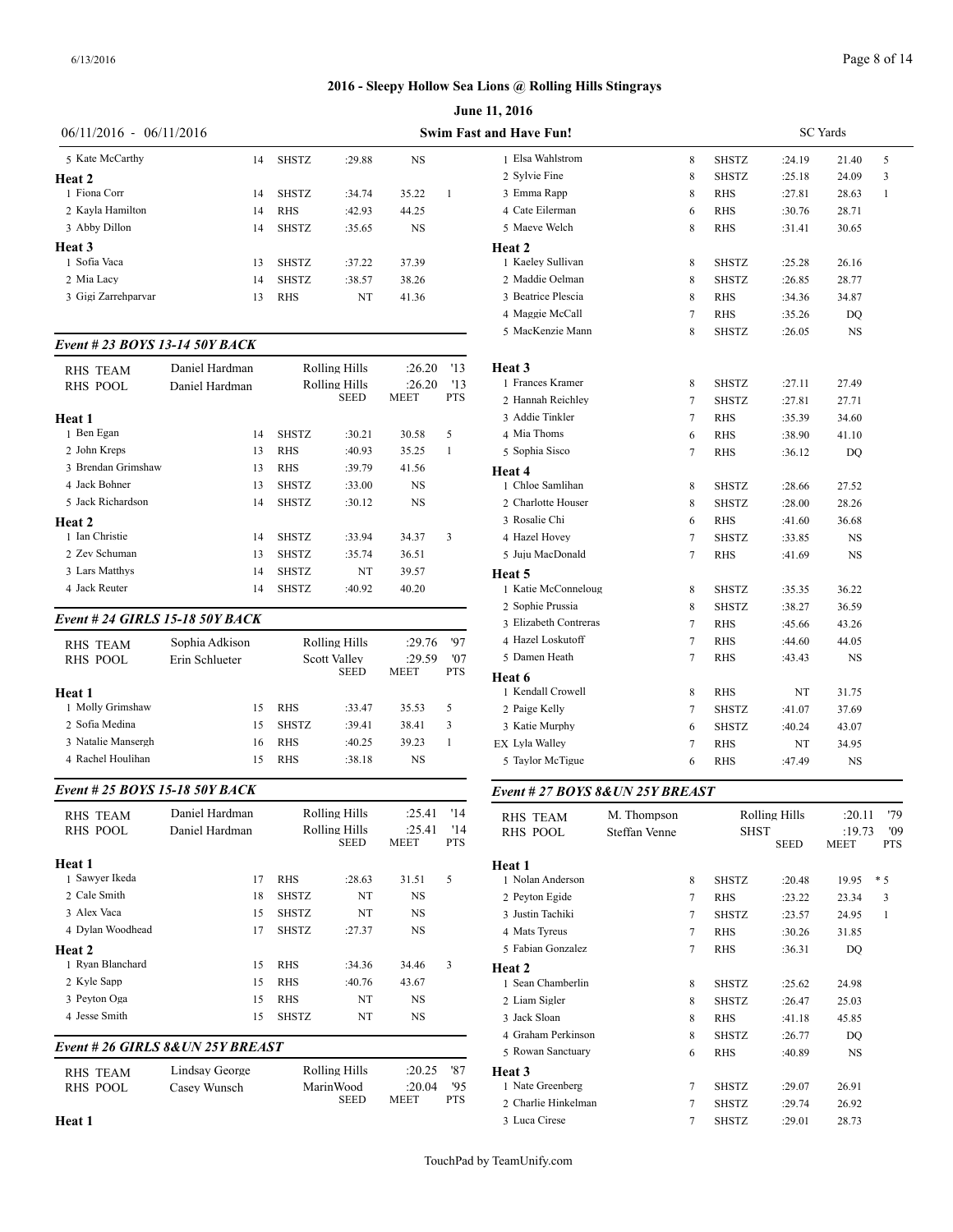# 2016 - Sleepy Hollow Sea Lions @ Rolling Hills Stingrays

**June 11, 2016**

06/11/2016 - 06/11/2016 **Swim Fast and Have Fun!** SC Yards

| | Name | Age | Team | Seed | Meet | Pts |
|---|---|---|---|---|---|---|
| 5 | Kate McCarthy | 14 | SHSTZ | :29.88 | NS | |
| **Heat 2** | | | | | | |
| 1 | Fiona Corr | 14 | SHSTZ | :34.74 | 35.22 | 1 |
| 2 | Kayla Hamilton | 14 | RHS | :42.93 | 44.25 | |
| 3 | Abby Dillon | 14 | SHSTZ | :35.65 | NS | |
| **Heat 3** | | | | | | |
| 1 | Sofia Vaca | 13 | SHSTZ | :37.22 | 37.39 | |
| 2 | Mia Lacy | 14 | SHSTZ | :38.57 | 38.26 | |
| 3 | Gigi Zarrehparvar | 13 | RHS | NT | 41.36 | |

### Event # 23 BOYS 13-14 50Y BACK

| | | | | | | |
|---|---|---|---|---|---|---|
| RHS TEAM | Daniel Hardman | | Rolling Hills | | :26.20 | '13 |
| RHS POOL | Daniel Hardman | | Rolling Hills | | :26.20 | '13 |
| | | | | SEED | MEET | PTS |
| **Heat 1** | | | | | | |
| 1 | Ben Egan | 14 | SHSTZ | :30.21 | 30.58 | 5 |
| 2 | John Kreps | 13 | RHS | :40.93 | 35.25 | 1 |
| 3 | Brendan Grimshaw | 13 | RHS | :39.79 | 41.56 | |
| 4 | Jack Bohner | 13 | SHSTZ | :33.00 | NS | |
| 5 | Jack Richardson | 14 | SHSTZ | :30.12 | NS | |
| **Heat 2** | | | | | | |
| 1 | Ian Christie | 14 | SHSTZ | :33.94 | 34.37 | 3 |
| 2 | Zev Schuman | 13 | SHSTZ | :35.74 | 36.51 | |
| 3 | Lars Matthys | 14 | SHSTZ | NT | 39.57 | |
| 4 | Jack Reuter | 14 | SHSTZ | :40.92 | 40.20 | |

### Event # 24 GIRLS 15-18 50Y BACK

| | | | | | | |
|---|---|---|---|---|---|---|
| RHS TEAM | Sophia Adkison | | Rolling Hills | | :29.76 | '97 |
| RHS POOL | Erin Schlueter | | Scott Valley | | :29.59 | '07 |
| | | | | SEED | MEET | PTS |
| **Heat 1** | | | | | | |
| 1 | Molly Grimshaw | 15 | RHS | :33.47 | 35.53 | 5 |
| 2 | Sofia Medina | 15 | SHSTZ | :39.41 | 38.41 | 3 |
| 3 | Natalie Mansergh | 16 | RHS | :40.25 | 39.23 | 1 |
| 4 | Rachel Houlihan | 15 | RHS | :38.18 | NS | |

### Event # 25 BOYS 15-18 50Y BACK

| | | | | | | |
|---|---|---|---|---|---|---|
| RHS TEAM | Daniel Hardman | | Rolling Hills | | :25.41 | '14 |
| RHS POOL | Daniel Hardman | | Rolling Hills | | :25.41 | '14 |
| | | | | SEED | MEET | PTS |
| **Heat 1** | | | | | | |
| 1 | Sawyer Ikeda | 17 | RHS | :28.63 | 31.51 | 5 |
| 2 | Cale Smith | 18 | SHSTZ | NT | NS | |
| 3 | Alex Vaca | 15 | SHSTZ | NT | NS | |
| 4 | Dylan Woodhead | 17 | SHSTZ | :27.37 | NS | |
| **Heat 2** | | | | | | |
| 1 | Ryan Blanchard | 15 | RHS | :34.36 | 34.46 | 3 |
| 2 | Kyle Sapp | 15 | RHS | :40.76 | 43.67 | |
| 3 | Peyton Oga | 15 | RHS | NT | NS | |
| 4 | Jesse Smith | 15 | SHSTZ | NT | NS | |

### Event # 26 GIRLS 8&UN 25Y BREAST

| | | | | | | |
|---|---|---|---|---|---|---|
| RHS TEAM | Lindsay George | | Rolling Hills | | :20.25 | '87 |
| RHS POOL | Casey Wunsch | | MarinWood | | :20.04 | '95 |
| | | | | SEED | MEET | PTS |
| **Heat 1** | | | | | | |
| 1 | Elsa Wahlstrom | 8 | SHSTZ | :24.19 | 21.40 | 5 |
| 2 | Sylvie Fine | 8 | SHSTZ | :25.18 | 24.09 | 3 |
| 3 | Emma Rapp | 8 | RHS | :27.81 | 28.63 | 1 |
| 4 | Cate Eilerman | 6 | RHS | :30.76 | 28.71 | |
| 5 | Maeve Welch | 8 | RHS | :31.41 | 30.65 | |
| **Heat 2** | | | | | | |
| 1 | Kaeley Sullivan | 8 | SHSTZ | :25.28 | 26.16 | |
| 2 | Maddie Oelman | 8 | SHSTZ | :26.85 | 28.77 | |
| 3 | Beatrice Plescia | 8 | RHS | :34.36 | 34.87 | |
| 4 | Maggie McCall | 7 | RHS | :35.26 | DQ | |
| 5 | MacKenzie Mann | 8 | SHSTZ | :26.05 | NS | |
| **Heat 3** | | | | | | |
| 1 | Frances Kramer | 8 | SHSTZ | :27.11 | 27.49 | |
| 2 | Hannah Reichley | 7 | SHSTZ | :27.81 | 27.71 | |
| 3 | Addie Tinkler | 7 | RHS | :35.39 | 34.60 | |
| 4 | Mia Thoms | 6 | RHS | :38.90 | 41.10 | |
| 5 | Sophia Sisco | 7 | RHS | :36.12 | DQ | |
| **Heat 4** | | | | | | |
| 1 | Chloe Samlihan | 8 | SHSTZ | :28.66 | 27.52 | |
| 2 | Charlotte Houser | 8 | SHSTZ | :28.00 | 28.26 | |
| 3 | Rosalie Chi | 6 | RHS | :41.60 | 36.68 | |
| 4 | Hazel Hovey | 7 | SHSTZ | :33.85 | NS | |
| 5 | Juju MacDonald | 7 | RHS | :41.69 | NS | |
| **Heat 5** | | | | | | |
| 1 | Katie McConneloug | 8 | SHSTZ | :35.35 | 36.22 | |
| 2 | Sophie Prussia | 8 | SHSTZ | :38.27 | 36.59 | |
| 3 | Elizabeth Contreras | 7 | RHS | :45.66 | 43.26 | |
| 4 | Hazel Loskutoff | 7 | RHS | :44.60 | 44.05 | |
| 5 | Damen Heath | 7 | RHS | :43.43 | NS | |
| **Heat 6** | | | | | | |
| 1 | Kendall Crowell | 8 | RHS | NT | 31.75 | |
| 2 | Paige Kelly | 7 | SHSTZ | :41.07 | 37.69 | |
| 3 | Katie Murphy | 6 | SHSTZ | :40.24 | 43.07 | |
| EX | Lyla Walley | 7 | RHS | NT | 34.95 | |
| 5 | Taylor McTigue | 6 | RHS | :47.49 | NS | |

### Event # 27 BOYS 8&UN 25Y BREAST

| | | | | | | |
|---|---|---|---|---|---|---|
| RHS TEAM | M. Thompson | | Rolling Hills | | :20.11 | '79 |
| RHS POOL | Steffan Venne | | SHST | | :19.73 | '09 |
| | | | | SEED | MEET | PTS |
| **Heat 1** | | | | | | |
| 1 | Nolan Anderson | 8 | SHSTZ | :20.48 | 19.95 | * 5 |
| 2 | Peyton Egide | 7 | RHS | :23.22 | 23.34 | 3 |
| 3 | Justin Tachiki | 7 | SHSTZ | :23.57 | 24.95 | 1 |
| 4 | Mats Tyreus | 7 | RHS | :30.26 | 31.85 | |
| 5 | Fabian Gonzalez | 7 | RHS | :36.31 | DQ | |
| **Heat 2** | | | | | | |
| 1 | Sean Chamberlin | 8 | SHSTZ | :25.62 | 24.98 | |
| 2 | Liam Sigler | 8 | SHSTZ | :26.47 | 25.03 | |
| 3 | Jack Sloan | 8 | RHS | :41.18 | 45.85 | |
| 4 | Graham Perkinson | 8 | SHSTZ | :26.77 | DQ | |
| 5 | Rowan Sanctuary | 6 | RHS | :40.89 | NS | |
| **Heat 3** | | | | | | |
| 1 | Nate Greenberg | 7 | SHSTZ | :29.07 | 26.91 | |
| 2 | Charlie Hinkelman | 7 | SHSTZ | :29.74 | 26.92 | |
| 3 | Luca Cirese | 7 | SHSTZ | :29.01 | 28.73 | |

TouchPad by TeamUnify.com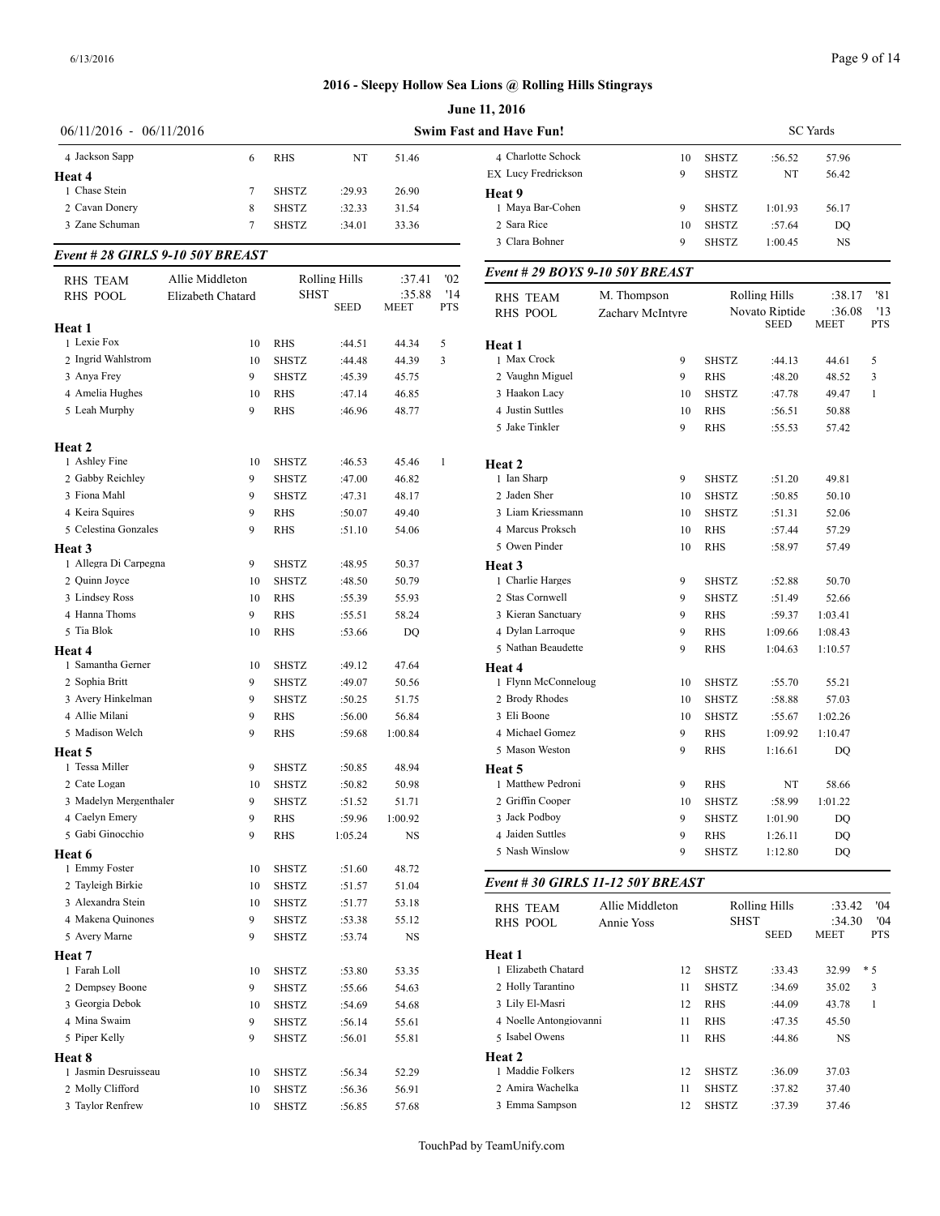# 2016 - Sleepy Hollow Sea Lions @ Rolling Hills Stingrays

**June 11, 2016**

06/11/2016 - 06/11/2016 — **Swim Fast and Have Fun!** — SC Yards

| | Name | Age | Team | Seed | Time | Pts |
|---|---|---|---|---|---|---|
| 4 | Jackson Sapp | 6 | RHS | NT | 51.46 | |
| **Heat 4** | | | | | | |
| 1 | Chase Stein | 7 | SHSTZ | :29.93 | 26.90 | |
| 2 | Cavan Donery | 8 | SHSTZ | :32.33 | 31.54 | |
| 3 | Zane Schuman | 7 | SHSTZ | :34.01 | 33.36 | |

### Event # 28 GIRLS 9-10 50Y BREAST

| RHS TEAM | Allie Middleton | | Rolling Hills | :37.41 | '02 | |
|---|---|---|---|---|---|---|
| RHS POOL | Elizabeth Chatard | | SHST | :35.88 | '14 | |
| | | | | SEED | MEET | PTS |
| **Heat 1** | | | | | | |
| 1 | Lexie Fox | 10 | RHS | :44.51 | 44.34 | 5 |
| 2 | Ingrid Wahlstrom | 10 | SHSTZ | :44.48 | 44.39 | 3 |
| 3 | Anya Frey | 9 | SHSTZ | :45.39 | 45.75 | |
| 4 | Amelia Hughes | 10 | RHS | :47.14 | 46.85 | |
| 5 | Leah Murphy | 9 | RHS | :46.96 | 48.77 | |
| **Heat 2** | | | | | | |
| 1 | Ashley Fine | 10 | SHSTZ | :46.53 | 45.46 | 1 |
| 2 | Gabby Reichley | 9 | SHSTZ | :47.00 | 46.82 | |
| 3 | Fiona Mahl | 9 | SHSTZ | :47.31 | 48.17 | |
| 4 | Keira Squires | 9 | RHS | :50.07 | 49.40 | |
| 5 | Celestina Gonzales | 9 | RHS | :51.10 | 54.06 | |
| **Heat 3** | | | | | | |
| 1 | Allegra Di Carpegna | 9 | SHSTZ | :48.95 | 50.37 | |
| 2 | Quinn Joyce | 10 | SHSTZ | :48.50 | 50.79 | |
| 3 | Lindsey Ross | 10 | RHS | :55.39 | 55.93 | |
| 4 | Hanna Thoms | 9 | RHS | :55.51 | 58.24 | |
| 5 | Tia Blok | 10 | RHS | :53.66 | DQ | |
| **Heat 4** | | | | | | |
| 1 | Samantha Gerner | 10 | SHSTZ | :49.12 | 47.64 | |
| 2 | Sophia Britt | 9 | SHSTZ | :49.07 | 50.56 | |
| 3 | Avery Hinkelman | 9 | SHSTZ | :50.25 | 51.75 | |
| 4 | Allie Milani | 9 | RHS | :56.00 | 56.84 | |
| 5 | Madison Welch | 9 | RHS | :59.68 | 1:00.84 | |
| **Heat 5** | | | | | | |
| 1 | Tessa Miller | 9 | SHSTZ | :50.85 | 48.94 | |
| 2 | Cate Logan | 10 | SHSTZ | :50.82 | 50.98 | |
| 3 | Madelyn Mergenthaler | 9 | SHSTZ | :51.52 | 51.71 | |
| 4 | Caelyn Emery | 9 | RHS | :59.96 | 1:00.92 | |
| 5 | Gabi Ginocchio | 9 | RHS | 1:05.24 | NS | |
| **Heat 6** | | | | | | |
| 1 | Emmy Foster | 10 | SHSTZ | :51.60 | 48.72 | |
| 2 | Tayleigh Birkie | 10 | SHSTZ | :51.57 | 51.04 | |
| 3 | Alexandra Stein | 10 | SHSTZ | :51.77 | 53.18 | |
| 4 | Makena Quinones | 9 | SHSTZ | :53.38 | 55.12 | |
| 5 | Avery Marne | 9 | SHSTZ | :53.74 | NS | |
| **Heat 7** | | | | | | |
| 1 | Farah Loll | 10 | SHSTZ | :53.80 | 53.35 | |
| 2 | Dempsey Boone | 9 | SHSTZ | :55.66 | 54.63 | |
| 3 | Georgia Debok | 10 | SHSTZ | :54.69 | 54.68 | |
| 4 | Mina Swaim | 9 | SHSTZ | :56.14 | 55.61 | |
| 5 | Piper Kelly | 9 | SHSTZ | :56.01 | 55.81 | |
| **Heat 8** | | | | | | |
| 1 | Jasmin Desruisseau | 10 | SHSTZ | :56.34 | 52.29 | |
| 2 | Molly Clifford | 10 | SHSTZ | :56.36 | 56.91 | |
| 3 | Taylor Renfrew | 10 | SHSTZ | :56.85 | 57.68 | |
| 4 | Charlotte Schock | 10 | SHSTZ | :56.52 | 57.96 | |
| EX | Lucy Fredrickson | 9 | SHSTZ | NT | 56.42 | |
| **Heat 9** | | | | | | |
| 1 | Maya Bar-Cohen | 9 | SHSTZ | 1:01.93 | 56.17 | |
| 2 | Sara Rice | 10 | SHSTZ | :57.64 | DQ | |
| 3 | Clara Bohner | 9 | SHSTZ | 1:00.45 | NS | |

### Event # 29 BOYS 9-10 50Y BREAST

| RHS TEAM | M. Thompson | | Rolling Hills | :38.17 | '81 | |
|---|---|---|---|---|---|---|
| RHS POOL | Zachary McIntyre | | Novato Riptide | :36.08 | '13 | |
| | | | | SEED | MEET | PTS |
| **Heat 1** | | | | | | |
| 1 | Max Crock | 9 | SHSTZ | :44.13 | 44.61 | 5 |
| 2 | Vaughn Miguel | 9 | RHS | :48.20 | 48.52 | 3 |
| 3 | Haakon Lacy | 10 | SHSTZ | :47.78 | 49.47 | 1 |
| 4 | Justin Suttles | 10 | RHS | :56.51 | 50.88 | |
| 5 | Jake Tinkler | 9 | RHS | :55.53 | 57.42 | |
| **Heat 2** | | | | | | |
| 1 | Ian Sharp | 9 | SHSTZ | :51.20 | 49.81 | |
| 2 | Jaden Sher | 10 | SHSTZ | :50.85 | 50.10 | |
| 3 | Liam Kriessmann | 10 | SHSTZ | :51.31 | 52.06 | |
| 4 | Marcus Proksch | 10 | RHS | :57.44 | 57.29 | |
| 5 | Owen Pinder | 10 | RHS | :58.97 | 57.49 | |
| **Heat 3** | | | | | | |
| 1 | Charlie Harges | 9 | SHSTZ | :52.88 | 50.70 | |
| 2 | Stas Cornwell | 9 | SHSTZ | :51.49 | 52.66 | |
| 3 | Kieran Sanctuary | 9 | RHS | :59.37 | 1:03.41 | |
| 4 | Dylan Larroque | 9 | RHS | 1:09.66 | 1:08.43 | |
| 5 | Nathan Beaudette | 9 | RHS | 1:04.63 | 1:10.57 | |
| **Heat 4** | | | | | | |
| 1 | Flynn McConneloug | 10 | SHSTZ | :55.70 | 55.21 | |
| 2 | Brody Rhodes | 10 | SHSTZ | :58.88 | 57.03 | |
| 3 | Eli Boone | 10 | SHSTZ | :55.67 | 1:02.26 | |
| 4 | Michael Gomez | 9 | RHS | 1:09.92 | 1:10.47 | |
| 5 | Mason Weston | 9 | RHS | 1:16.61 | DQ | |
| **Heat 5** | | | | | | |
| 1 | Matthew Pedroni | 9 | RHS | NT | 58.66 | |
| 2 | Griffin Cooper | 10 | SHSTZ | :58.99 | 1:01.22 | |
| 3 | Jack Podboy | 9 | SHSTZ | 1:01.90 | DQ | |
| 4 | Jaiden Suttles | 9 | RHS | 1:26.11 | DQ | |
| 5 | Nash Winslow | 9 | SHSTZ | 1:12.80 | DQ | |

### Event # 30 GIRLS 11-12 50Y BREAST

| RHS TEAM | Allie Middleton | | Rolling Hills | :33.42 | '04 | |
|---|---|---|---|---|---|---|
| RHS POOL | Annie Yoss | | SHST | :34.30 | '04 | |
| | | | | SEED | MEET | PTS |
| **Heat 1** | | | | | | |
| 1 | Elizabeth Chatard | 12 | SHSTZ | :33.43 | 32.99 | * 5 |
| 2 | Holly Tarantino | 11 | SHSTZ | :34.69 | 35.02 | 3 |
| 3 | Lily El-Masri | 12 | RHS | :44.09 | 43.78 | 1 |
| 4 | Noelle Antongiovanni | 11 | RHS | :47.35 | 45.50 | |
| 5 | Isabel Owens | 11 | RHS | :44.86 | NS | |
| **Heat 2** | | | | | | |
| 1 | Maddie Folkers | 12 | SHSTZ | :36.09 | 37.03 | |
| 2 | Amira Wachelka | 11 | SHSTZ | :37.82 | 37.40 | |
| 3 | Emma Sampson | 12 | SHSTZ | :37.39 | 37.46 | |

TouchPad by TeamUnify.com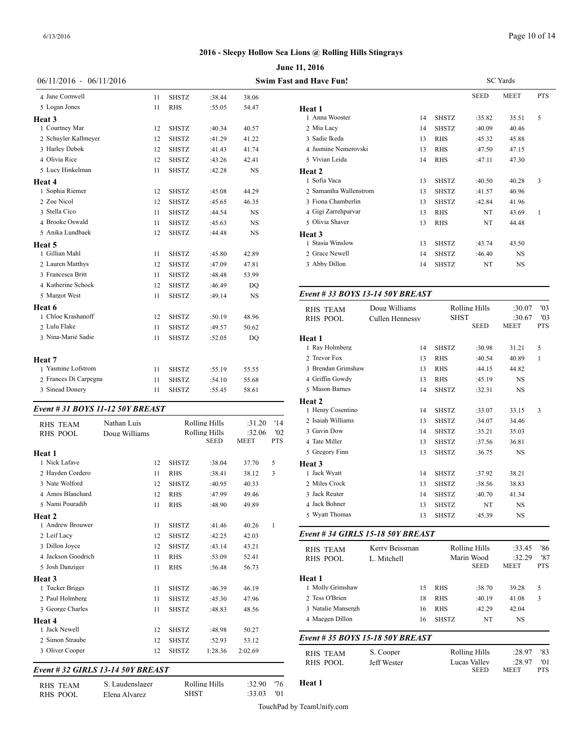## 2016 - Sleepy Hollow Sea Lions @ Rolling Hills Stingrays

**June 11, 2016**

06/11/2016 - 06/11/2016 **Swim Fast and Have Fun!** SC Yards

| Name | Age | Team | Seed | Meet | Pts |
|---|---|---|---|---|---|
| 4 Jane Cornwell | 11 | SHSTZ | :38.44 | 38.06 | |
| 5 Logan Jones | 11 | RHS | :55.05 | 54.47 | |
| **Heat 3** | | | | | |
| 1 Courtney Mar | 12 | SHSTZ | :40.34 | 40.57 | |
| 2 Schuyler Kallmeyer | 12 | SHSTZ | :41.29 | 41.22 | |
| 3 Harley Debok | 12 | SHSTZ | :41.43 | 41.74 | |
| 4 Olivia Rice | 12 | SHSTZ | :43.26 | 42.41 | |
| 5 Lucy Hinkelman | 11 | SHSTZ | :42.28 | NS | |
| **Heat 4** | | | | | |
| 1 Sophia Riemer | 12 | SHSTZ | :45.08 | 44.29 | |
| 2 Zoe Nicol | 12 | SHSTZ | :45.65 | 46.35 | |
| 3 Stella Cico | 11 | SHSTZ | :44.54 | NS | |
| 4 Brooke Oswald | 11 | SHSTZ | :45.63 | NS | |
| 5 Anika Lundbaek | 12 | SHSTZ | :44.48 | NS | |
| **Heat 5** | | | | | |
| 1 Gillian Mahl | 11 | SHSTZ | :45.80 | 42.89 | |
| 2 Lauren Matthys | 12 | SHSTZ | :47.09 | 47.81 | |
| 3 Francesca Britt | 11 | SHSTZ | :48.48 | 53.99 | |
| 4 Katherine Schock | 12 | SHSTZ | :46.49 | DQ | |
| 5 Margot West | 11 | SHSTZ | :49.14 | NS | |
| **Heat 6** | | | | | |
| 1 Chloe Krashanoff | 12 | SHSTZ | :50.19 | 48.96 | |
| 2 Lulu Flake | 11 | SHSTZ | :49.57 | 50.62 | |
| 3 Nina-Marié Sadie | 11 | SHSTZ | :52.05 | DQ | |
| **Heat 7** | | | | | |
| 1 Yasmine Lofstrom | 11 | SHSTZ | :55.19 | 55.55 | |
| 2 Frances Di Carpegna | 11 | SHSTZ | :54.10 | 55.68 | |
| 3 Sinead Donery | 11 | SHSTZ | :55.45 | 58.61 | |

### *Event # 31 BOYS 11-12 50Y BREAST*

| | | | | |
|---|---|---|---|---|
| RHS TEAM | Nathan Luis | Rolling Hills | :31.20 | '14 |
| RHS POOL | Doug Williams | Rolling Hills | :32.06 | '02 |

| Name | Age | Team | Seed | Meet | Pts |
|---|---|---|---|---|---|
| **Heat 1** | | | | | |
| 1 Nick Lafave | 12 | SHSTZ | :38.04 | 37.70 | 5 |
| 2 Hayden Cordero | 11 | RHS | :38.41 | 38.12 | 3 |
| 3 Nate Wolford | 12 | SHSTZ | :40.95 | 40.33 | |
| 4 Amos Blanchard | 12 | RHS | :47.99 | 49.46 | |
| 5 Nami Pouradib | 11 | RHS | :48.90 | 49.89 | |
| **Heat 2** | | | | | |
| 1 Andrew Brouwer | 11 | SHSTZ | :41.46 | 40.26 | 1 |
| 2 Leif Lacy | 12 | SHSTZ | :42.25 | 42.03 | |
| 3 Dillon Joyce | 12 | SHSTZ | :43.14 | 43.21 | |
| 4 Jackson Goodrich | 11 | RHS | :53.09 | 52.41 | |
| 5 Josh Danziger | 11 | RHS | :56.48 | 56.73 | |
| **Heat 3** | | | | | |
| 1 Tucker Briggs | 11 | SHSTZ | :46.39 | 46.19 | |
| 2 Paul Holmberg | 11 | SHSTZ | :45.30 | 47.96 | |
| 3 George Charles | 11 | SHSTZ | :48.83 | 48.56 | |
| **Heat 4** | | | | | |
| 1 Jack Newell | 12 | SHSTZ | :48.98 | 50.27 | |
| 2 Simon Straube | 12 | SHSTZ | :52.93 | 53.12 | |
| 3 Oliver Cooper | 12 | SHSTZ | 1:28.36 | 2:02.69 | |

### *Event # 32 GIRLS 13-14 50Y BREAST*

| | | | | |
|---|---|---|---|---|
| RHS TEAM | S. Laudenslager | Rolling Hills | :32.90 | '76 |
| RHS POOL | Elena Alvarez | SHST | :33.03 | '01 |

| Name | Age | Team | Seed | Meet | Pts |
|---|---|---|---|---|---|
| **Heat 1** | | | | | |
| 1 Anna Wooster | 14 | SHSTZ | :35.82 | 35.51 | 5 |
| 2 Mia Lacy | 14 | SHSTZ | :40.09 | 40.46 | |
| 3 Sadie Ikeda | 13 | RHS | :45.32 | 45.88 | |
| 4 Jasmine Nemerovski | 13 | RHS | :47.50 | 47.15 | |
| 5 Vivian Leida | 14 | RHS | :47.11 | 47.30 | |
| **Heat 2** | | | | | |
| 1 Sofia Vaca | 13 | SHSTZ | :40.50 | 40.28 | 3 |
| 2 Samantha Wallenstrom | 13 | SHSTZ | :41.57 | 40.96 | |
| 3 Fiona Chamberlin | 13 | SHSTZ | :42.84 | 41.96 | |
| 4 Gigi Zarrehparvar | 13 | RHS | NT | 43.69 | 1 |
| 5 Olivia Shaver | 13 | RHS | NT | 44.48 | |
| **Heat 3** | | | | | |
| 1 Stasia Winslow | 13 | SHSTZ | :43.74 | 43.50 | |
| 2 Grace Newell | 14 | SHSTZ | :46.40 | NS | |
| 3 Abby Dillon | 14 | SHSTZ | NT | NS | |

### *Event # 33 BOYS 13-14 50Y BREAST*

| | | | | |
|---|---|---|---|---|
| RHS TEAM | Doug Williams | Rolling Hills | :30.07 | '03 |
| RHS POOL | Cullen Hennessy | SHST | :30.67 | '03 |

| Name | Age | Team | Seed | Meet | Pts |
|---|---|---|---|---|---|
| **Heat 1** | | | | | |
| 1 Ray Holmberg | 14 | SHSTZ | :30.98 | 31.21 | 5 |
| 2 Trevor Fox | 13 | RHS | :40.54 | 40.89 | 1 |
| 3 Brendan Grimshaw | 13 | RHS | :44.15 | 44.82 | |
| 4 Griffin Gowdy | 13 | RHS | :45.19 | NS | |
| 5 Mason Barnes | 14 | SHSTZ | :32.31 | NS | |
| **Heat 2** | | | | | |
| 1 Henry Cosentino | 14 | SHSTZ | :33.07 | 33.15 | 3 |
| 2 Isaiah Williams | 13 | SHSTZ | :34.07 | 34.46 | |
| 3 Gavin Dow | 14 | SHSTZ | :35.21 | 35.03 | |
| 4 Tate Miller | 13 | SHSTZ | :37.56 | 36.81 | |
| 5 Gregory Finn | 13 | SHSTZ | :36.75 | NS | |
| **Heat 3** | | | | | |
| 1 Jack Wyatt | 14 | SHSTZ | :37.92 | 38.21 | |
| 2 Miles Crock | 13 | SHSTZ | :38.56 | 38.83 | |
| 3 Jack Reuter | 14 | SHSTZ | :40.70 | 41.34 | |
| 4 Jack Bohner | 13 | SHSTZ | NT | NS | |
| 5 Wyatt Thomas | 13 | SHSTZ | :45.39 | NS | |

### *Event # 34 GIRLS 15-18 50Y BREAST*

| | | | | |
|---|---|---|---|---|
| RHS TEAM | Kerry Beissman | Rolling Hills | :33.45 | '86 |
| RHS POOL | L. Mitchell | Marin Wood | :32.29 | '87 |

| Name | Age | Team | Seed | Meet | Pts |
|---|---|---|---|---|---|
| **Heat 1** | | | | | |
| 1 Molly Grimshaw | 15 | RHS | :38.70 | 39.28 | 5 |
| 2 Tess O'Brien | 18 | RHS | :40.19 | 41.08 | 3 |
| 3 Natalie Mansergh | 16 | RHS | :42.29 | 42.04 | |
| 4 Maegen Dillon | 16 | SHSTZ | NT | NS | |

### *Event # 35 BOYS 15-18 50Y BREAST*

| | | | | |
|---|---|---|---|---|
| RHS TEAM | S. Cooper | Rolling Hills | :28.97 | '83 |
| RHS POOL | Jeff Wester | Lucas Valley | :28.97 | '01 |

| Name | Age | Team | Seed | Meet | Pts |
|---|---|---|---|---|---|
| **Heat 1** | | | | | |

TouchPad by TeamUnify.com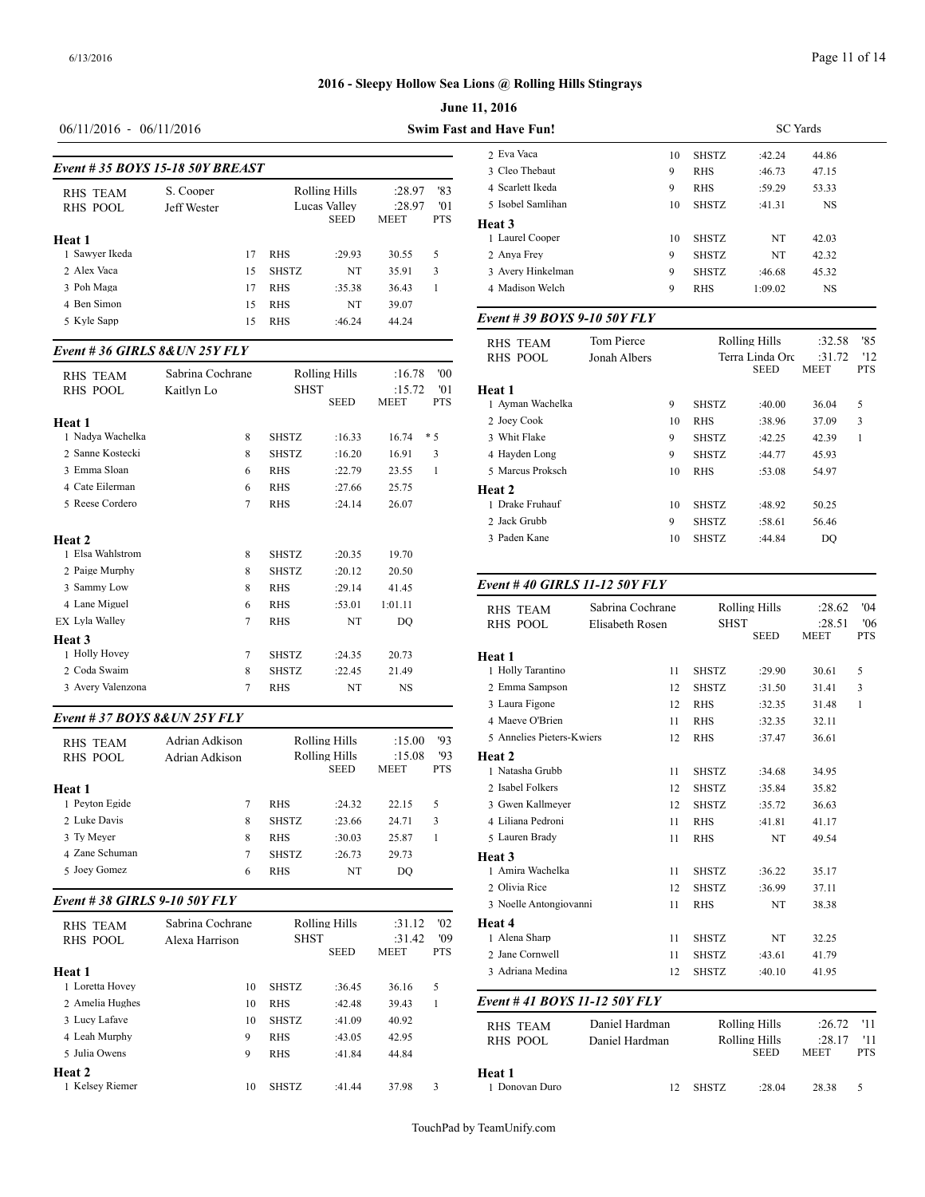## 2016 - Sleepy Hollow Sea Lions @ Rolling Hills Stingrays

**June 11, 2016**

06/11/2016 - 06/11/2016 — **Swim Fast and Have Fun!** — SC Yards

### Event # 35 BOYS 15-18 50Y BREAST

| | | | | | | |
|---|---|---|---|---|---|---|
| RHS TEAM | S. Cooper | | Rolling Hills | | :28.97 | '83 |
| RHS POOL | Jeff Wester | | Lucas Valley | | :28.97 | '01 |
| | | | | SEED | MEET | PTS |
| **Heat 1** | | | | | | |
| 1 Sawyer Ikeda | | 17 | RHS | :29.93 | 30.55 | 5 |
| 2 Alex Vaca | | 15 | SHSTZ | NT | 35.91 | 3 |
| 3 Poh Maga | | 17 | RHS | :35.38 | 36.43 | 1 |
| 4 Ben Simon | | 15 | RHS | NT | 39.07 | |
| 5 Kyle Sapp | | 15 | RHS | :46.24 | 44.24 | |

### Event # 36 GIRLS 8&UN 25Y FLY

| | | | | | | |
|---|---|---|---|---|---|---|
| RHS TEAM | Sabrina Cochrane | | Rolling Hills | | :16.78 | '00 |
| RHS POOL | Kaitlyn Lo | | SHST | | :15.72 | '01 |
| | | | | SEED | MEET | PTS |
| **Heat 1** | | | | | | |
| 1 Nadya Wachelka | | 8 | SHSTZ | :16.33 | 16.74 | * 5 |
| 2 Sanne Kostecki | | 8 | SHSTZ | :16.20 | 16.91 | 3 |
| 3 Emma Sloan | | 6 | RHS | :22.79 | 23.55 | 1 |
| 4 Cate Eilerman | | 6 | RHS | :27.66 | 25.75 | |
| 5 Reese Cordero | | 7 | RHS | :24.14 | 26.07 | |
| **Heat 2** | | | | | | |
| 1 Elsa Wahlstrom | | 8 | SHSTZ | :20.35 | 19.70 | |
| 2 Paige Murphy | | 8 | SHSTZ | :20.12 | 20.50 | |
| 3 Sammy Low | | 8 | RHS | :29.14 | 41.45 | |
| 4 Lane Miguel | | 6 | RHS | :53.01 | 1:01.11 | |
| EX Lyla Walley | | 7 | RHS | NT | DQ | |
| **Heat 3** | | | | | | |
| 1 Holly Hovey | | 7 | SHSTZ | :24.35 | 20.73 | |
| 2 Coda Swaim | | 8 | SHSTZ | :22.45 | 21.49 | |
| 3 Avery Valenzona | | 7 | RHS | NT | NS | |

### Event # 37 BOYS 8&UN 25Y FLY

| | | | | | | |
|---|---|---|---|---|---|---|
| RHS TEAM | Adrian Adkison | | Rolling Hills | | :15.00 | '93 |
| RHS POOL | Adrian Adkison | | Rolling Hills | | :15.08 | '93 |
| | | | | SEED | MEET | PTS |
| **Heat 1** | | | | | | |
| 1 Peyton Egide | | 7 | RHS | :24.32 | 22.15 | 5 |
| 2 Luke Davis | | 8 | SHSTZ | :23.66 | 24.71 | 3 |
| 3 Ty Meyer | | 8 | RHS | :30.03 | 25.87 | 1 |
| 4 Zane Schuman | | 7 | SHSTZ | :26.73 | 29.73 | |
| 5 Joey Gomez | | 6 | RHS | NT | DQ | |

### Event # 38 GIRLS 9-10 50Y FLY

| | | | | | | |
|---|---|---|---|---|---|---|
| RHS TEAM | Sabrina Cochrane | | Rolling Hills | | :31.12 | '02 |
| RHS POOL | Alexa Harrison | | SHST | | :31.42 | '09 |
| | | | | SEED | MEET | PTS |
| **Heat 1** | | | | | | |
| 1 Loretta Hovey | | 10 | SHSTZ | :36.45 | 36.16 | 5 |
| 2 Amelia Hughes | | 10 | RHS | :42.48 | 39.43 | 1 |
| 3 Lucy Lafave | | 10 | SHSTZ | :41.09 | 40.92 | |
| 4 Leah Murphy | | 9 | RHS | :43.05 | 42.95 | |
| 5 Julia Owens | | 9 | RHS | :41.84 | 44.84 | |
| **Heat 2** | | | | | | |
| 1 Kelsey Riemer | | 10 | SHSTZ | :41.44 | 37.98 | 3 |
| 2 Eva Vaca | | 10 | SHSTZ | :42.24 | 44.86 | |
| 3 Cleo Thebaut | | 9 | RHS | :46.73 | 47.15 | |
| 4 Scarlett Ikeda | | 9 | RHS | :59.29 | 53.33 | |
| 5 Isobel Samlihan | | 10 | SHSTZ | :41.31 | NS | |
| **Heat 3** | | | | | | |
| 1 Laurel Cooper | | 10 | SHSTZ | NT | 42.03 | |
| 2 Anya Frey | | 9 | SHSTZ | NT | 42.32 | |
| 3 Avery Hinkelman | | 9 | SHSTZ | :46.68 | 45.32 | |
| 4 Madison Welch | | 9 | RHS | 1:09.02 | NS | |

### Event # 39 BOYS 9-10 50Y FLY

| | | | | | | |
|---|---|---|---|---|---|---|
| RHS TEAM | Tom Pierce | | Rolling Hills | | :32.58 | '85 |
| RHS POOL | Jonah Albers | | Terra Linda Orc | | :31.72 | '12 |
| | | | | SEED | MEET | PTS |
| **Heat 1** | | | | | | |
| 1 Ayman Wachelka | | 9 | SHSTZ | :40.00 | 36.04 | 5 |
| 2 Joey Cook | | 10 | RHS | :38.96 | 37.09 | 3 |
| 3 Whit Flake | | 9 | SHSTZ | :42.25 | 42.39 | 1 |
| 4 Hayden Long | | 9 | SHSTZ | :44.77 | 45.93 | |
| 5 Marcus Proksch | | 10 | RHS | :53.08 | 54.97 | |
| **Heat 2** | | | | | | |
| 1 Drake Fruhauf | | 10 | SHSTZ | :48.92 | 50.25 | |
| 2 Jack Grubb | | 9 | SHSTZ | :58.61 | 56.46 | |
| 3 Paden Kane | | 10 | SHSTZ | :44.84 | DQ | |

### Event # 40 GIRLS 11-12 50Y FLY

| | | | | | | |
|---|---|---|---|---|---|---|
| RHS TEAM | Sabrina Cochrane | | Rolling Hills | | :28.62 | '04 |
| RHS POOL | Elisabeth Rosen | | SHST | | :28.51 | '06 |
| | | | | SEED | MEET | PTS |
| **Heat 1** | | | | | | |
| 1 Holly Tarantino | | 11 | SHSTZ | :29.90 | 30.61 | 5 |
| 2 Emma Sampson | | 12 | SHSTZ | :31.50 | 31.41 | 3 |
| 3 Laura Figone | | 12 | RHS | :32.35 | 31.48 | 1 |
| 4 Maeve O'Brien | | 11 | RHS | :32.35 | 32.11 | |
| 5 Annelies Pieters-Kwiers | | 12 | RHS | :37.47 | 36.61 | |
| **Heat 2** | | | | | | |
| 1 Natasha Grubb | | 11 | SHSTZ | :34.68 | 34.95 | |
| 2 Isabel Folkers | | 12 | SHSTZ | :35.84 | 35.82 | |
| 3 Gwen Kallmeyer | | 12 | SHSTZ | :35.72 | 36.63 | |
| 4 Liliana Pedroni | | 11 | RHS | :41.81 | 41.17 | |
| 5 Lauren Brady | | 11 | RHS | NT | 49.54 | |
| **Heat 3** | | | | | | |
| 1 Amira Wachelka | | 11 | SHSTZ | :36.22 | 35.17 | |
| 2 Olivia Rice | | 12 | SHSTZ | :36.99 | 37.11 | |
| 3 Noelle Antogiovanni | | 11 | RHS | NT | 38.38 | |
| **Heat 4** | | | | | | |
| 1 Alena Sharp | | 11 | SHSTZ | NT | 32.25 | |
| 2 Jane Cornwell | | 11 | SHSTZ | :43.61 | 41.79 | |
| 3 Adriana Medina | | 12 | SHSTZ | :40.10 | 41.95 | |

### Event # 41 BOYS 11-12 50Y FLY

| | | | | | | |
|---|---|---|---|---|---|---|
| RHS TEAM | Daniel Hardman | | Rolling Hills | | :26.72 | '11 |
| RHS POOL | Daniel Hardman | | Rolling Hills | | :28.17 | '11 |
| | | | | SEED | MEET | PTS |
| **Heat 1** | | | | | | |
| 1 Donovan Duro | | 12 | SHSTZ | :28.04 | 28.38 | 5 |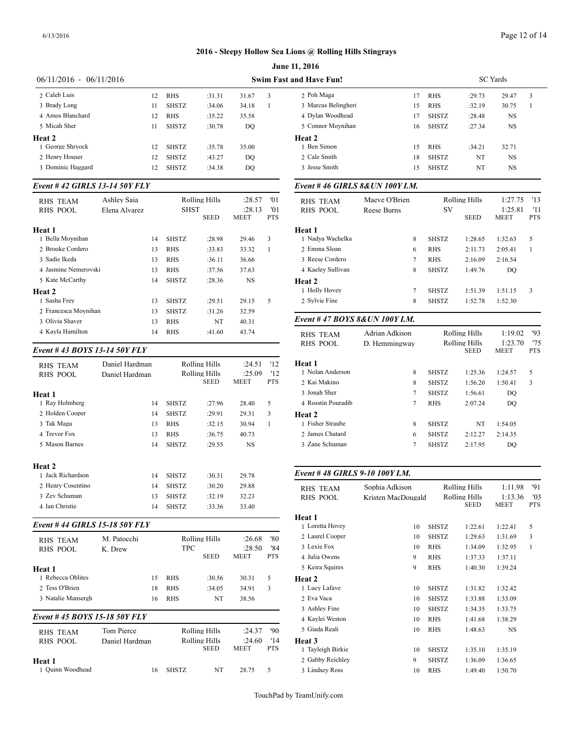## 2016 - Sleepy Hollow Sea Lions @ Rolling Hills Stingrays

**June 11, 2016**

06/11/2016 - 06/11/2016 — **Swim Fast and Have Fun!** — SC Yards

| Name | Age | Team | Seed | Meet | Pts |
|---|---|---|---|---|---|
| 2 Caleb Luis | 12 | RHS | :31.31 | 31.67 | 3 |
| 3 Brady Long | 11 | SHSTZ | :34.06 | 34.18 | 1 |
| 4 Amos Blanchard | 12 | RHS | :35.22 | 35.58 | |
| 5 Micah Sher | 11 | SHSTZ | :30.78 | DQ | |
| **Heat 2** | | | | | |
| 1 George Shryock | 12 | SHSTZ | :35.78 | 35.00 | |
| 2 Henry Houser | 12 | SHSTZ | :43.27 | DQ | |
| 3 Dominic Haggard | 12 | SHSTZ | :34.38 | DQ | |

### Event # 42 GIRLS 13-14 50Y FLY

| | | | | | |
|---|---|---|---|---|---|
| RHS TEAM | Ashley Saia | | Rolling Hills | :28.57 | '01 |
| RHS POOL | Elena Alvarez | | SHST | :28.13 | '01 |
| | | | SEED | MEET | PTS |
| **Heat 1** | | | | | |
| 1 Bella Moynihan | 14 | SHSTZ | :28.98 | 29.46 | 3 |
| 2 Brooke Cordero | 13 | RHS | :33.83 | 33.32 | 1 |
| 3 Sadie Ikeda | 13 | RHS | :36.11 | 36.66 | |
| 4 Jasmine Nemerovski | 13 | RHS | :37.56 | 37.63 | |
| 5 Kate McCarthy | 14 | SHSTZ | :28.36 | NS | |
| **Heat 2** | | | | | |
| 1 Sasha Frey | 13 | SHSTZ | :29.51 | 29.15 | 5 |
| 2 Francesca Moynihan | 13 | SHSTZ | :31.26 | 32.59 | |
| 3 Olivia Shaver | 13 | RHS | NT | 40.31 | |
| 4 Kayla Hamilton | 14 | RHS | :41.60 | 43.74 | |

### Event # 43 BOYS 13-14 50Y FLY

| | | | | | |
|---|---|---|---|---|---|
| RHS TEAM | Daniel Hardman | | Rolling Hills | :24.51 | '12 |
| RHS POOL | Daniel Hardman | | Rolling Hills | :25.09 | '12 |
| | | | SEED | MEET | PTS |
| **Heat 1** | | | | | |
| 1 Ray Holmberg | 14 | SHSTZ | :27.96 | 28.40 | 5 |
| 2 Holden Cooper | 14 | SHSTZ | :29.91 | 29.31 | 3 |
| 3 Tak Maga | 13 | RHS | :32.15 | 30.94 | 1 |
| 4 Trevor Fox | 13 | RHS | :36.75 | 40.73 | |
| 5 Mason Barnes | 14 | SHSTZ | :29.55 | NS | |
| **Heat 2** | | | | | |
| 1 Jack Richardson | 14 | SHSTZ | :30.31 | 29.78 | |
| 2 Henry Cosentino | 14 | SHSTZ | :30.20 | 29.88 | |
| 3 Zev Schuman | 13 | SHSTZ | :32.19 | 32.23 | |
| 4 Ian Christie | 14 | SHSTZ | :33.36 | 33.40 | |

### Event # 44 GIRLS 15-18 50Y FLY

| | | | | | |
|---|---|---|---|---|---|
| RHS TEAM | M. Patocchi | | Rolling Hills | :26.68 | '80 |
| RHS POOL | K. Drew | | TPC | :28.50 | '84 |
| | | | SEED | MEET | PTS |
| **Heat 1** | | | | | |
| 1 Rebecca Oblites | 15 | RHS | :30.56 | 30.31 | 5 |
| 2 Tess O'Brien | 18 | RHS | :34.05 | 34.91 | 3 |
| 3 Natalie Mansergh | 16 | RHS | NT | 38.56 | |

### Event # 45 BOYS 15-18 50Y FLY

| | | | | | |
|---|---|---|---|---|---|
| RHS TEAM | Tom Pierce | | Rolling Hills | :24.37 | '90 |
| RHS POOL | Daniel Hardman | | Rolling Hills | :24.60 | '14 |
| | | | SEED | MEET | PTS |
| **Heat 1** | | | | | |
| 1 Quinn Woodhead | 16 | SHSTZ | NT | 28.75 | 5 |
| 2 Poh Maga | 17 | RHS | :29.73 | 29.47 | 3 |
| 3 Marcus Belingheri | 15 | RHS | :32.19 | 30.75 | 1 |
| 4 Dylan Woodhead | 17 | SHSTZ | :28.48 | NS | |
| 5 Connor Moynihan | 16 | SHSTZ | :27.34 | NS | |
| **Heat 2** | | | | | |
| 1 Ben Simon | 15 | RHS | :34.21 | 32.71 | |
| 2 Cale Smith | 18 | SHSTZ | NT | NS | |
| 3 Jesse Smith | 15 | SHSTZ | NT | NS | |

### Event # 46 GIRLS 8&UN 100Y I.M.

| | | | | | |
|---|---|---|---|---|---|
| RHS TEAM | Maeve O'Brien | | Rolling Hills | 1:27.75 | '13 |
| RHS POOL | Reese Burns | | SV | 1:25.81 | '11 |
| | | | SEED | MEET | PTS |
| **Heat 1** | | | | | |
| 1 Nadya Wachelka | 8 | SHSTZ | 1:28.65 | 1:32.63 | 5 |
| 2 Emma Sloan | 6 | RHS | 2:11.73 | 2:05.41 | 1 |
| 3 Reese Cordero | 7 | RHS | 2:16.09 | 2:16.54 | |
| 4 Kaeley Sullivan | 8 | SHSTZ | 1:49.76 | DQ | |
| **Heat 2** | | | | | |
| 1 Holly Hovey | 7 | SHSTZ | 1:51.39 | 1:51.15 | 3 |
| 2 Sylvie Fine | 8 | SHSTZ | 1:52.78 | 1:52.30 | |

### Event # 47 BOYS 8&UN 100Y I.M.

| | | | | | |
|---|---|---|---|---|---|
| RHS TEAM | Adrian Adkison | | Rolling Hills | 1:19.02 | '93 |
| RHS POOL | D. Hemmingway | | Rolling Hills | 1:23.70 | '75 |
| | | | SEED | MEET | PTS |
| **Heat 1** | | | | | |
| 1 Nolan Anderson | 8 | SHSTZ | 1:25.36 | 1:24.57 | 5 |
| 2 Kai Makino | 8 | SHSTZ | 1:56.20 | 1:50.41 | 3 |
| 3 Jonah Sher | 7 | SHSTZ | 1:56.61 | DQ | |
| 4 Rosstin Pouradib | 7 | RHS | 2:07.24 | DQ | |
| **Heat 2** | | | | | |
| 1 Fisher Straube | 8 | SHSTZ | NT | 1:54.05 | |
| 2 James Chatard | 6 | SHSTZ | 2:12.27 | 2:14.35 | |
| 3 Zane Schuman | 7 | SHSTZ | 2:17.95 | DQ | |

### Event # 48 GIRLS 9-10 100Y I.M.

| | | | | | |
|---|---|---|---|---|---|
| RHS TEAM | Sophia Adkison | | Rolling Hills | 1:11.98 | '91 |
| RHS POOL | Kristen MacDougald | | Rolling Hills | 1:13.36 | '03 |
| | | | SEED | MEET | PTS |
| **Heat 1** | | | | | |
| 1 Loretta Hovey | 10 | SHSTZ | 1:22.61 | 1:22.41 | 5 |
| 2 Laurel Cooper | 10 | SHSTZ | 1:29.63 | 1:31.69 | 3 |
| 3 Lexie Fox | 10 | RHS | 1:34.09 | 1:32.95 | 1 |
| 4 Julia Owens | 9 | RHS | 1:37.33 | 1:37.11 | |
| 5 Keira Squires | 9 | RHS | 1:40.30 | 1:39.24 | |
| **Heat 2** | | | | | |
| 1 Lucy Lafave | 10 | SHSTZ | 1:31.82 | 1:32.42 | |
| 2 Eva Vaca | 10 | SHSTZ | 1:33.88 | 1:33.09 | |
| 3 Ashley Fine | 10 | SHSTZ | 1:34.35 | 1:33.75 | |
| 4 Kaylei Weston | 10 | RHS | 1:41.68 | 1:38.29 | |
| 5 Giada Reali | 10 | RHS | 1:48.63 | NS | |
| **Heat 3** | | | | | |
| 1 Tayleigh Birkie | 10 | SHSTZ | 1:35.10 | 1:35.19 | |
| 2 Gabby Reichley | 9 | SHSTZ | 1:36.09 | 1:36.65 | |
| 3 Lindsey Ross | 10 | RHS | 1:49.40 | 1:50.70 | |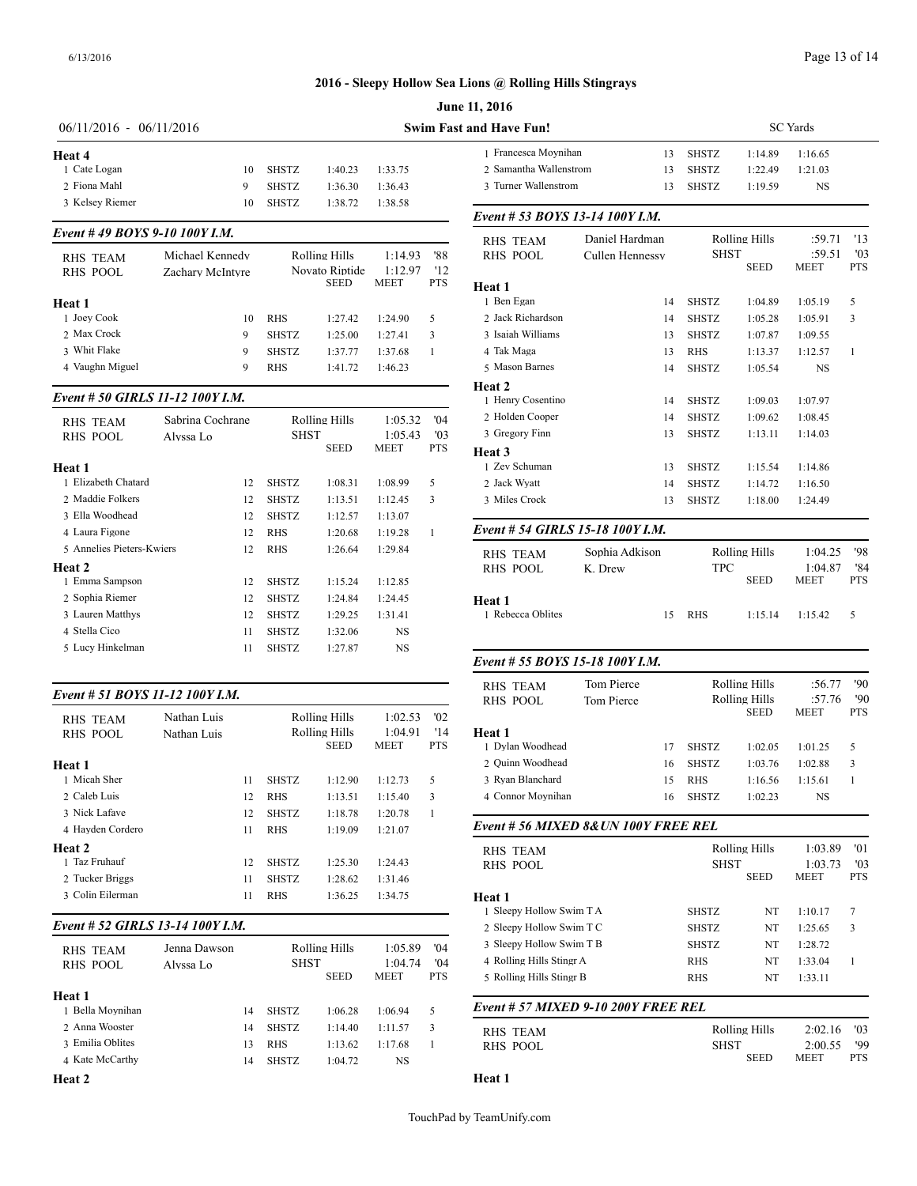# 2016 - Sleepy Hollow Sea Lions @ Rolling Hills Stingrays

**June 11, 2016**

06/11/2016 - 06/11/2016 — **Swim Fast and Have Fun!** — SC Yards

**Heat 4**

| | Name | Age | Team | Seed | Meet | Pts |
|---|---|---|---|---|---|---|
| 1 | Cate Logan | 10 | SHSTZ | 1:40.23 | 1:33.75 | |
| 2 | Fiona Mahl | 9 | SHSTZ | 1:36.30 | 1:36.43 | |
| 3 | Kelsey Riemer | 10 | SHSTZ | 1:38.72 | 1:38.58 | |

### *Event # 49 BOYS 9-10 100Y I.M.*

| | | | | |
|---|---|---|---|---|
| RHS TEAM | Michael Kennedy | Rolling Hills | 1:14.93 | '88 |
| RHS POOL | Zachary McIntyre | Novato Riptide | 1:12.97 | '12 |

**Heat 1**

| | Name | Age | Team | SEED | MEET | PTS |
|---|---|---|---|---|---|---|
| 1 | Joey Cook | 10 | RHS | 1:27.42 | 1:24.90 | 5 |
| 2 | Max Crock | 9 | SHSTZ | 1:25.00 | 1:27.41 | 3 |
| 3 | Whit Flake | 9 | SHSTZ | 1:37.77 | 1:37.68 | 1 |
| 4 | Vaughn Miguel | 9 | RHS | 1:41.72 | 1:46.23 | |

### *Event # 50 GIRLS 11-12 100Y I.M.*

| | | | | |
|---|---|---|---|---|
| RHS TEAM | Sabrina Cochrane | Rolling Hills | 1:05.32 | '04 |
| RHS POOL | Alyssa Lo | SHST | 1:05.43 | '03 |

**Heat 1**

| | Name | Age | Team | SEED | MEET | PTS |
|---|---|---|---|---|---|---|
| 1 | Elizabeth Chatard | 12 | SHSTZ | 1:08.31 | 1:08.99 | 5 |
| 2 | Maddie Folkers | 12 | SHSTZ | 1:13.51 | 1:12.45 | 3 |
| 3 | Ella Woodhead | 12 | SHSTZ | 1:12.57 | 1:13.07 | |
| 4 | Laura Figone | 12 | RHS | 1:20.68 | 1:19.28 | 1 |
| 5 | Annelies Pieters-Kwiers | 12 | RHS | 1:26.64 | 1:29.84 | |

**Heat 2**

| | Name | Age | Team | SEED | MEET | PTS |
|---|---|---|---|---|---|---|
| 1 | Emma Sampson | 12 | SHSTZ | 1:15.24 | 1:12.85 | |
| 2 | Sophia Riemer | 12 | SHSTZ | 1:24.84 | 1:24.45 | |
| 3 | Lauren Matthys | 12 | SHSTZ | 1:29.25 | 1:31.41 | |
| 4 | Stella Cico | 11 | SHSTZ | 1:32.06 | NS | |
| 5 | Lucy Hinkelman | 11 | SHSTZ | 1:27.87 | NS | |

### *Event # 51 BOYS 11-12 100Y I.M.*

| | | | | |
|---|---|---|---|---|
| RHS TEAM | Nathan Luis | Rolling Hills | 1:02.53 | '02 |
| RHS POOL | Nathan Luis | Rolling Hills | 1:04.91 | '14 |

**Heat 1**

| | Name | Age | Team | SEED | MEET | PTS |
|---|---|---|---|---|---|---|
| 1 | Micah Sher | 11 | SHSTZ | 1:12.90 | 1:12.73 | 5 |
| 2 | Caleb Luis | 12 | RHS | 1:13.51 | 1:15.40 | 3 |
| 3 | Nick Lafave | 12 | SHSTZ | 1:18.78 | 1:20.78 | 1 |
| 4 | Hayden Cordero | 11 | RHS | 1:19.09 | 1:21.07 | |

**Heat 2**

| | Name | Age | Team | SEED | MEET | PTS |
|---|---|---|---|---|---|---|
| 1 | Taz Fruhauf | 12 | SHSTZ | 1:25.30 | 1:24.43 | |
| 2 | Tucker Briggs | 11 | SHSTZ | 1:28.62 | 1:31.46 | |
| 3 | Colin Eilerman | 11 | RHS | 1:36.25 | 1:34.75 | |

### *Event # 52 GIRLS 13-14 100Y I.M.*

| | | | | |
|---|---|---|---|---|
| RHS TEAM | Jenna Dawson | Rolling Hills | 1:05.89 | '04 |
| RHS POOL | Alyssa Lo | SHST | 1:04.74 | '04 |

**Heat 1**

| | Name | Age | Team | SEED | MEET | PTS |
|---|---|---|---|---|---|---|
| 1 | Bella Moynihan | 14 | SHSTZ | 1:06.28 | 1:06.94 | 5 |
| 2 | Anna Wooster | 14 | SHSTZ | 1:14.40 | 1:11.57 | 3 |
| 3 | Emilia Oblites | 13 | RHS | 1:13.62 | 1:17.68 | 1 |
| 4 | Kate McCarthy | 14 | SHSTZ | 1:04.72 | NS | |

**Heat 2**

| | Name | Age | Team | SEED | MEET | PTS |
|---|---|---|---|---|---|---|
| 1 | Francesca Moynihan | 13 | SHSTZ | 1:14.89 | 1:16.65 | |
| 2 | Samantha Wallenstrom | 13 | SHSTZ | 1:22.49 | 1:21.03 | |
| 3 | Turner Wallenstrom | 13 | SHSTZ | 1:19.59 | NS | |

### *Event # 53 BOYS 13-14 100Y I.M.*

| | | | | |
|---|---|---|---|---|
| RHS TEAM | Daniel Hardman | Rolling Hills | :59.71 | '13 |
| RHS POOL | Cullen Hennessy | SHST | :59.51 | '03 |

**Heat 1**

| | Name | Age | Team | SEED | MEET | PTS |
|---|---|---|---|---|---|---|
| 1 | Ben Egan | 14 | SHSTZ | 1:04.89 | 1:05.19 | 5 |
| 2 | Jack Richardson | 14 | SHSTZ | 1:05.28 | 1:05.91 | 3 |
| 3 | Isaiah Williams | 13 | SHSTZ | 1:07.87 | 1:09.55 | |
| 4 | Tak Maga | 13 | RHS | 1:13.37 | 1:12.57 | 1 |
| 5 | Mason Barnes | 14 | SHSTZ | 1:05.54 | NS | |

**Heat 2**

| | Name | Age | Team | SEED | MEET | PTS |
|---|---|---|---|---|---|---|
| 1 | Henry Cosentino | 14 | SHSTZ | 1:09.03 | 1:07.97 | |
| 2 | Holden Cooper | 14 | SHSTZ | 1:09.62 | 1:08.45 | |
| 3 | Gregory Finn | 13 | SHSTZ | 1:13.11 | 1:14.03 | |

**Heat 3**

| | Name | Age | Team | SEED | MEET | PTS |
|---|---|---|---|---|---|---|
| 1 | Zev Schuman | 13 | SHSTZ | 1:15.54 | 1:14.86 | |
| 2 | Jack Wyatt | 14 | SHSTZ | 1:14.72 | 1:16.50 | |
| 3 | Miles Crock | 13 | SHSTZ | 1:18.00 | 1:24.49 | |

### *Event # 54 GIRLS 15-18 100Y I.M.*

| | | | | |
|---|---|---|---|---|
| RHS TEAM | Sophia Adkison | Rolling Hills | 1:04.25 | '98 |
| RHS POOL | K. Drew | TPC | 1:04.87 | '84 |

**Heat 1**

| | Name | Age | Team | SEED | MEET | PTS |
|---|---|---|---|---|---|---|
| 1 | Rebecca Oblites | 15 | RHS | 1:15.14 | 1:15.42 | 5 |

### *Event # 55 BOYS 15-18 100Y I.M.*

| | | | | |
|---|---|---|---|---|
| RHS TEAM | Tom Pierce | Rolling Hills | :56.77 | '90 |
| RHS POOL | Tom Pierce | Rolling Hills | :57.76 | '90 |

**Heat 1**

| | Name | Age | Team | SEED | MEET | PTS |
|---|---|---|---|---|---|---|
| 1 | Dylan Woodhead | 17 | SHSTZ | 1:02.05 | 1:01.25 | 5 |
| 2 | Quinn Woodhead | 16 | SHSTZ | 1:03.76 | 1:02.88 | 3 |
| 3 | Ryan Blanchard | 15 | RHS | 1:16.56 | 1:15.61 | 1 |
| 4 | Connor Moynihan | 16 | SHSTZ | 1:02.23 | NS | |

### *Event # 56 MIXED 8&UN 100Y FREE REL*

| | | | |
|---|---|---|---|
| RHS TEAM | Rolling Hills | 1:03.89 | '01 |
| RHS POOL | SHST | 1:03.73 | '03 |

**Heat 1**

| | Team | | SEED | MEET | PTS |
|---|---|---|---|---|---|
| 1 | Sleepy Hollow Swim T A | SHSTZ | NT | 1:10.17 | 7 |
| 2 | Sleepy Hollow Swim T C | SHSTZ | NT | 1:25.65 | 3 |
| 3 | Sleepy Hollow Swim T B | SHSTZ | NT | 1:28.72 | |
| 4 | Rolling Hills Stingr A | RHS | NT | 1:33.04 | 1 |
| 5 | Rolling Hills Stingr B | RHS | NT | 1:33.11 | |

### *Event # 57 MIXED 9-10 200Y FREE REL*

| | | | |
|---|---|---|---|
| RHS TEAM | Rolling Hills | 2:02.16 | '03 |
| RHS POOL | SHST | 2:00.55 | '99 |

**Heat 1**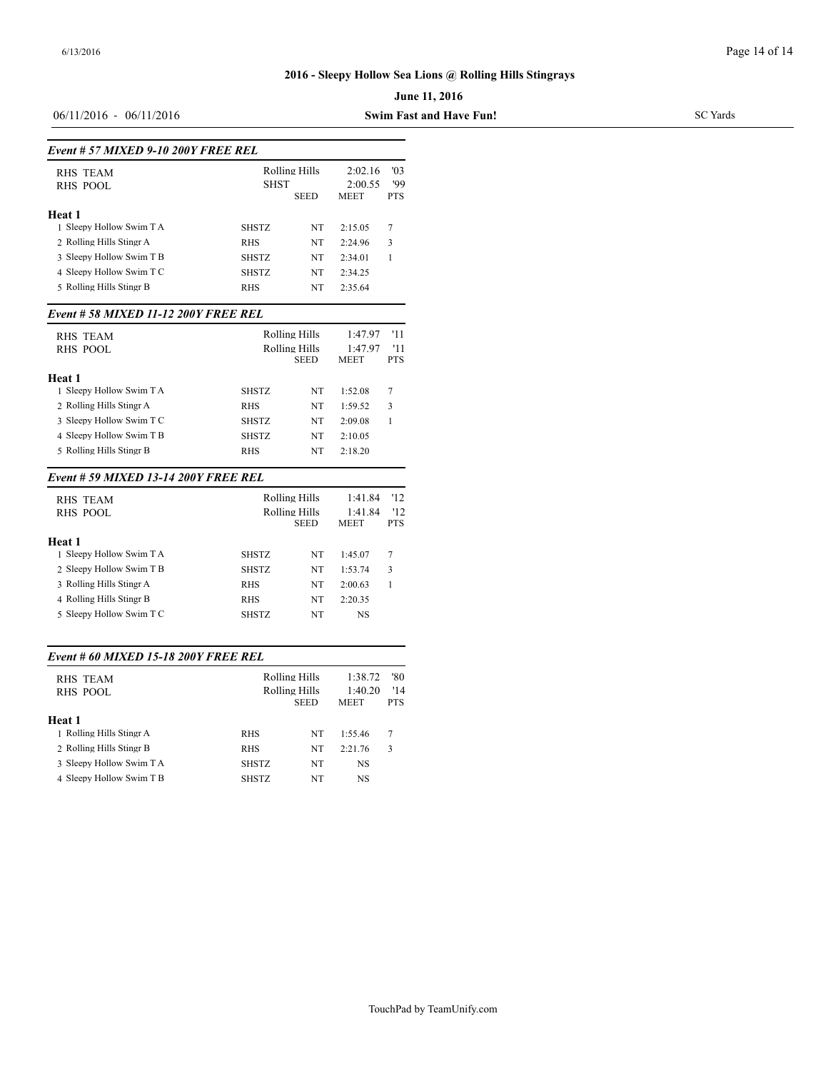### *Event # 57 MIXED 9-10 200Y FREE REL*

| | | | | |
|---|---|---|---|---|
| RHS TEAM | | Rolling Hills | 2:02.16 | '03 |
| RHS POOL | | SHST | 2:00.55 | '99 |
| | | SEED | MEET | PTS |

**Heat 1**

| | | | | |
|---|---|---|---|---|
| 1 Sleepy Hollow Swim T A | SHSTZ | NT | 2:15.05 | 7 |
| 2 Rolling Hills Stingr A | RHS | NT | 2:24.96 | 3 |
| 3 Sleepy Hollow Swim T B | SHSTZ | NT | 2:34.01 | 1 |
| 4 Sleepy Hollow Swim T C | SHSTZ | NT | 2:34.25 | |
| 5 Rolling Hills Stingr B | RHS | NT | 2:35.64 | |

### *Event # 58 MIXED 11-12 200Y FREE REL*

| | | | | |
|---|---|---|---|---|
| RHS TEAM | | Rolling Hills | 1:47.97 | '11 |
| RHS POOL | | Rolling Hills | 1:47.97 | '11 |
| | | SEED | MEET | PTS |

**Heat 1**

| | | | | |
|---|---|---|---|---|
| 1 Sleepy Hollow Swim T A | SHSTZ | NT | 1:52.08 | 7 |
| 2 Rolling Hills Stingr A | RHS | NT | 1:59.52 | 3 |
| 3 Sleepy Hollow Swim T C | SHSTZ | NT | 2:09.08 | 1 |
| 4 Sleepy Hollow Swim T B | SHSTZ | NT | 2:10.05 | |
| 5 Rolling Hills Stingr B | RHS | NT | 2:18.20 | |

### *Event # 59 MIXED 13-14 200Y FREE REL*

| | | | | |
|---|---|---|---|---|
| RHS TEAM | | Rolling Hills | 1:41.84 | '12 |
| RHS POOL | | Rolling Hills | 1:41.84 | '12 |
| | | SEED | MEET | PTS |

**Heat 1**

| | | | | |
|---|---|---|---|---|
| 1 Sleepy Hollow Swim T A | SHSTZ | NT | 1:45.07 | 7 |
| 2 Sleepy Hollow Swim T B | SHSTZ | NT | 1:53.74 | 3 |
| 3 Rolling Hills Stingr A | RHS | NT | 2:00.63 | 1 |
| 4 Rolling Hills Stingr B | RHS | NT | 2:20.35 | |
| 5 Sleepy Hollow Swim T C | SHSTZ | NT | NS | |

### *Event # 60 MIXED 15-18 200Y FREE REL*

| | | | | |
|---|---|---|---|---|
| RHS TEAM | | Rolling Hills | 1:38.72 | '80 |
| RHS POOL | | Rolling Hills | 1:40.20 | '14 |
| | | SEED | MEET | PTS |

**Heat 1**

| | | | | |
|---|---|---|---|---|
| 1 Rolling Hills Stingr A | RHS | NT | 1:55.46 | 7 |
| 2 Rolling Hills Stingr B | RHS | NT | 2:21.76 | 3 |
| 3 Sleepy Hollow Swim T A | SHSTZ | NT | NS | |
| 4 Sleepy Hollow Swim T B | SHSTZ | NT | NS | |